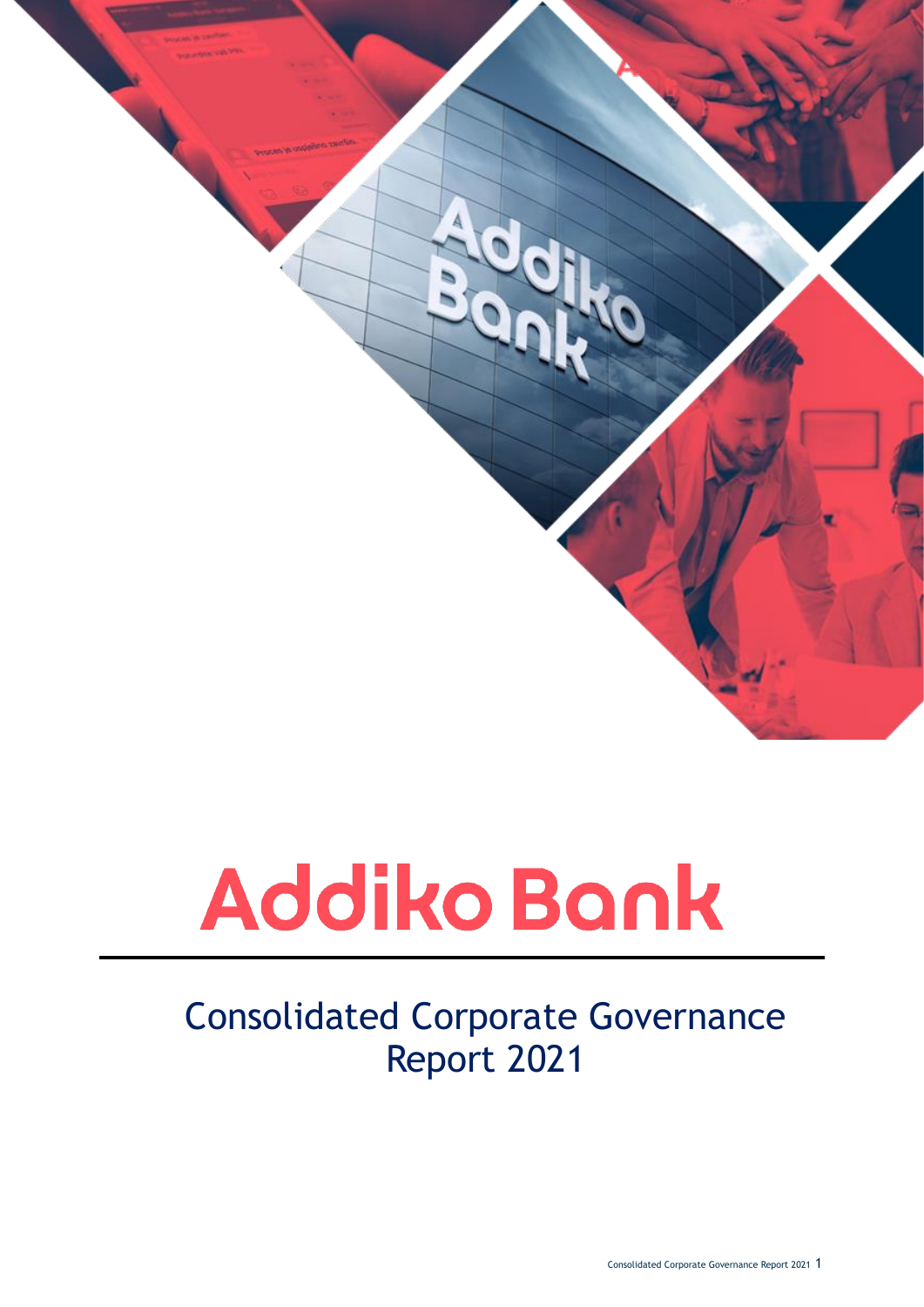# Addiko Bank

## Consolidated Corporate Governance Report 2021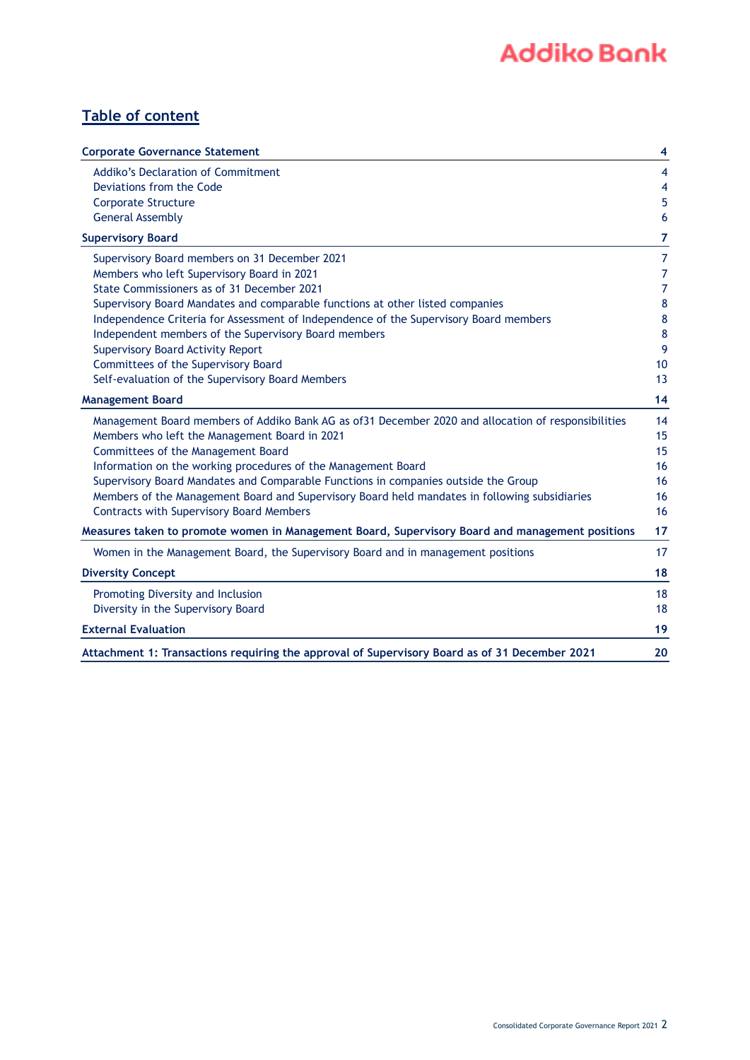## Table of content

| | |
|---|---|
| **Corporate Governance Statement** | **4** |
| Addiko's Declaration of Commitment | 4 |
| Deviations from the Code | 4 |
| Corporate Structure | 5 |
| General Assembly | 6 |
| **Supervisory Board** | **7** |
| Supervisory Board members on 31 December 2021 | 7 |
| Members who left Supervisory Board in 2021 | 7 |
| State Commissioners as of 31 December 2021 | 7 |
| Supervisory Board Mandates and comparable functions at other listed companies | 8 |
| Independence Criteria for Assessment of Independence of the Supervisory Board members | 8 |
| Independent members of the Supervisory Board members | 8 |
| Supervisory Board Activity Report | 9 |
| Committees of the Supervisory Board | 10 |
| Self-evaluation of the Supervisory Board Members | 13 |
| **Management Board** | **14** |
| Management Board members of Addiko Bank AG as of31 December 2020 and allocation of responsibilities | 14 |
| Members who left the Management Board in 2021 | 15 |
| Committees of the Management Board | 15 |
| Information on the working procedures of the Management Board | 16 |
| Supervisory Board Mandates and Comparable Functions in companies outside the Group | 16 |
| Members of the Management Board and Supervisory Board held mandates in following subsidiaries | 16 |
| Contracts with Supervisory Board Members | 16 |
| **Measures taken to promote women in Management Board, Supervisory Board and management positions** | **17** |
| Women in the Management Board, the Supervisory Board and in management positions | 17 |
| **Diversity Concept** | **18** |
| Promoting Diversity and Inclusion | 18 |
| Diversity in the Supervisory Board | 18 |
| **External Evaluation** | **19** |
| **Attachment 1: Transactions requiring the approval of Supervisory Board as of 31 December 2021** | **20** |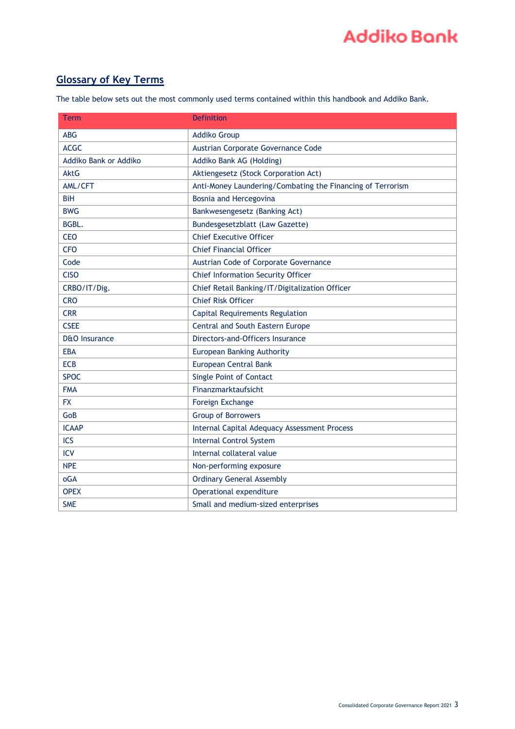## Glossary of Key Terms

The table below sets out the most commonly used terms contained within this handbook and Addiko Bank.

| Term | Definition |
|---|---|
| ABG | Addiko Group |
| ACGC | Austrian Corporate Governance Code |
| Addiko Bank or Addiko | Addiko Bank AG (Holding) |
| AktG | Aktiengesetz (Stock Corporation Act) |
| AML/CFT | Anti-Money Laundering/Combating the Financing of Terrorism |
| BiH | Bosnia and Hercegovina |
| BWG | Bankwesengesetz (Banking Act) |
| BGBL. | Bundesgesetzblatt (Law Gazette) |
| CEO | Chief Executive Officer |
| CFO | Chief Financial Officer |
| Code | Austrian Code of Corporate Governance |
| CISO | Chief Information Security Officer |
| CRBO/IT/Dig. | Chief Retail Banking/IT/Digitalization Officer |
| CRO | Chief Risk Officer |
| CRR | Capital Requirements Regulation |
| CSEE | Central and South Eastern Europe |
| D&O Insurance | Directors-and-Officers Insurance |
| EBA | European Banking Authority |
| ECB | European Central Bank |
| SPOC | Single Point of Contact |
| FMA | Finanzmarktaufsicht |
| FX | Foreign Exchange |
| GoB | Group of Borrowers |
| ICAAP | Internal Capital Adequacy Assessment Process |
| ICS | Internal Control System |
| ICV | Internal collateral value |
| NPE | Non-performing exposure |
| oGA | Ordinary General Assembly |
| OPEX | Operational expenditure |
| SME | Small and medium-sized enterprises |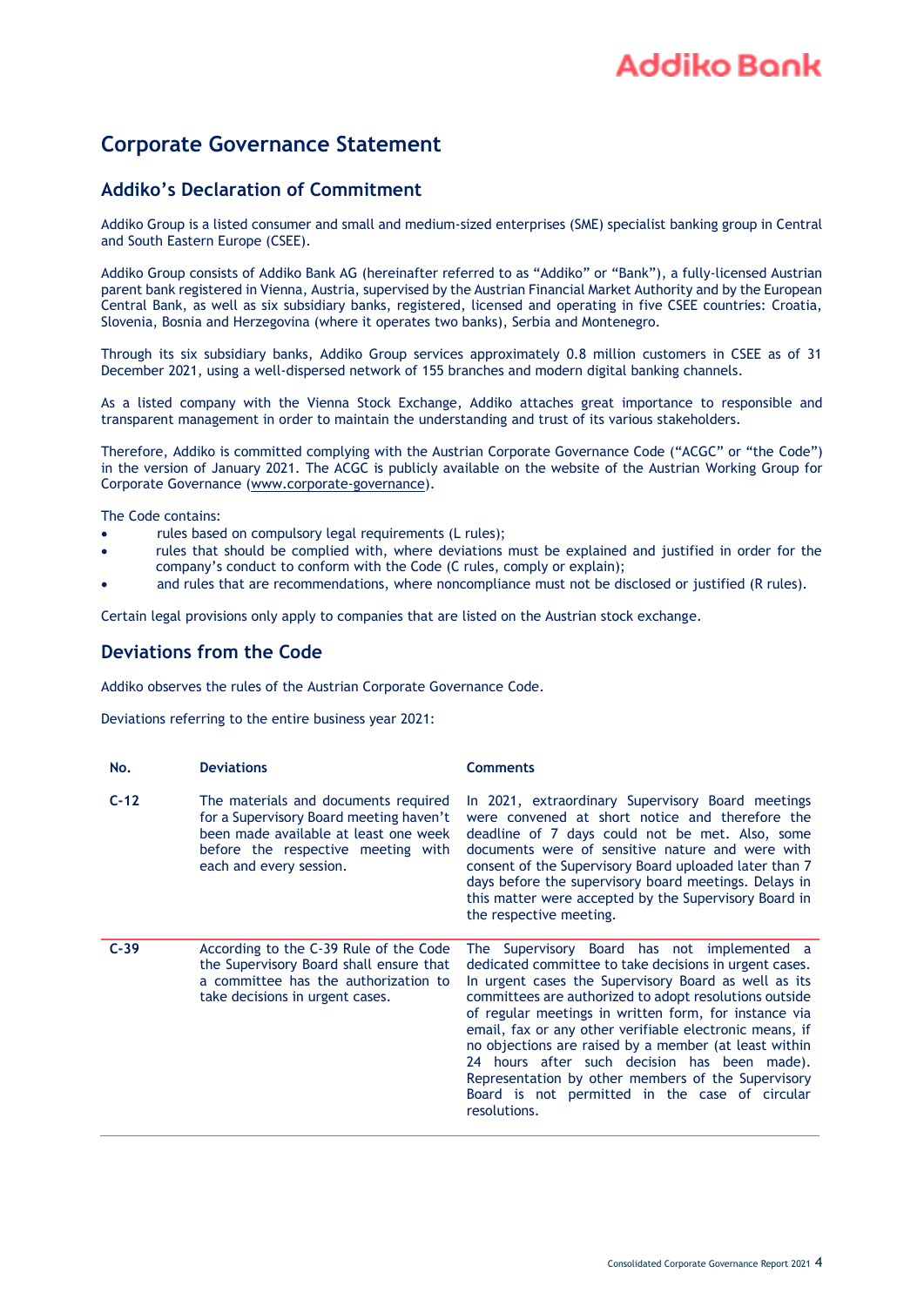# Corporate Governance Statement

## Addiko's Declaration of Commitment

Addiko Group is a listed consumer and small and medium-sized enterprises (SME) specialist banking group in Central and South Eastern Europe (CSEE).

Addiko Group consists of Addiko Bank AG (hereinafter referred to as "Addiko" or "Bank"), a fully-licensed Austrian parent bank registered in Vienna, Austria, supervised by the Austrian Financial Market Authority and by the European Central Bank, as well as six subsidiary banks, registered, licensed and operating in five CSEE countries: Croatia, Slovenia, Bosnia and Herzegovina (where it operates two banks), Serbia and Montenegro.

Through its six subsidiary banks, Addiko Group services approximately 0.8 million customers in CSEE as of 31 December 2021, using a well-dispersed network of 155 branches and modern digital banking channels.

As a listed company with the Vienna Stock Exchange, Addiko attaches great importance to responsible and transparent management in order to maintain the understanding and trust of its various stakeholders.

Therefore, Addiko is committed complying with the Austrian Corporate Governance Code ("ACGC" or "the Code") in the version of January 2021. The ACGC is publicly available on the website of the Austrian Working Group for Corporate Governance (www.corporate-governance).

The Code contains:

- rules based on compulsory legal requirements (L rules);
- rules that should be complied with, where deviations must be explained and justified in order for the company's conduct to conform with the Code (C rules, comply or explain);
- and rules that are recommendations, where noncompliance must not be disclosed or justified (R rules).

Certain legal provisions only apply to companies that are listed on the Austrian stock exchange.

## Deviations from the Code

Addiko observes the rules of the Austrian Corporate Governance Code.

Deviations referring to the entire business year 2021:

| No. | Deviations | Comments |
|---|---|---|
| C-12 | The materials and documents required for a Supervisory Board meeting haven't been made available at least one week before the respective meeting with each and every session. | In 2021, extraordinary Supervisory Board meetings were convened at short notice and therefore the deadline of 7 days could not be met. Also, some documents were of sensitive nature and were with consent of the Supervisory Board uploaded later than 7 days before the supervisory board meetings. Delays in this matter were accepted by the Supervisory Board in the respective meeting. |
| C-39 | According to the C-39 Rule of the Code the Supervisory Board shall ensure that a committee has the authorization to take decisions in urgent cases. | The Supervisory Board has not implemented a dedicated committee to take decisions in urgent cases. In urgent cases the Supervisory Board as well as its committees are authorized to adopt resolutions outside of regular meetings in written form, for instance via email, fax or any other verifiable electronic means, if no objections are raised by a member (at least within 24 hours after such decision has been made). Representation by other members of the Supervisory Board is not permitted in the case of circular resolutions. |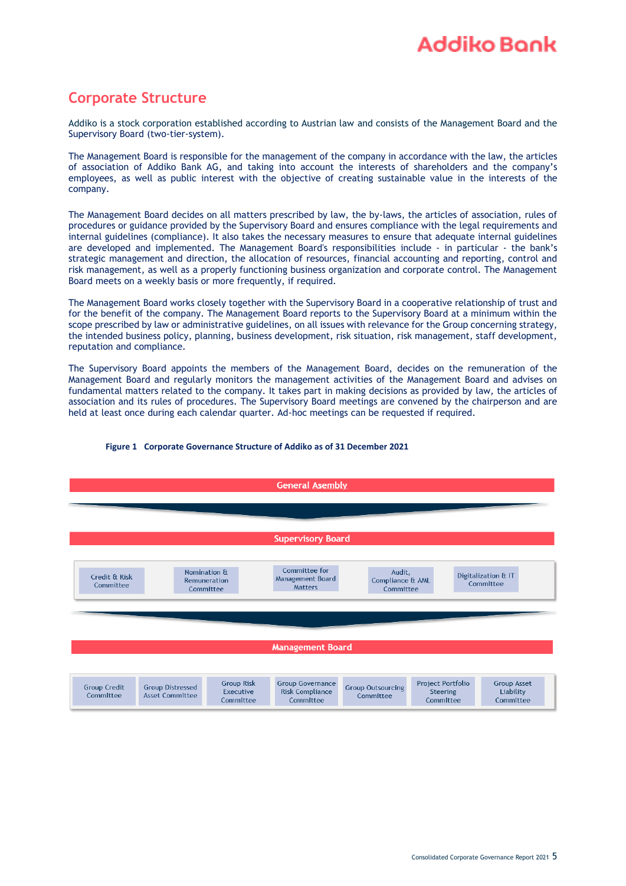## Corporate Structure

Addiko is a stock corporation established according to Austrian law and consists of the Management Board and the Supervisory Board (two-tier-system).

The Management Board is responsible for the management of the company in accordance with the law, the articles of association of Addiko Bank AG, and taking into account the interests of shareholders and the company's employees, as well as public interest with the objective of creating sustainable value in the interests of the company.

The Management Board decides on all matters prescribed by law, the by-laws, the articles of association, rules of procedures or guidance provided by the Supervisory Board and ensures compliance with the legal requirements and internal guidelines (compliance). It also takes the necessary measures to ensure that adequate internal guidelines are developed and implemented. The Management Board's responsibilities include - in particular - the bank's strategic management and direction, the allocation of resources, financial accounting and reporting, control and risk management, as well as a properly functioning business organization and corporate control. The Management Board meets on a weekly basis or more frequently, if required.

The Management Board works closely together with the Supervisory Board in a cooperative relationship of trust and for the benefit of the company. The Management Board reports to the Supervisory Board at a minimum within the scope prescribed by law or administrative guidelines, on all issues with relevance for the Group concerning strategy, the intended business policy, planning, business development, risk situation, risk management, staff development, reputation and compliance.

The Supervisory Board appoints the members of the Management Board, decides on the remuneration of the Management Board and regularly monitors the management activities of the Management Board and advises on fundamental matters related to the company. It takes part in making decisions as provided by law, the articles of association and its rules of procedures. The Supervisory Board meetings are convened by the chairperson and are held at least once during each calendar quarter. Ad-hoc meetings can be requested if required.

**Figure 1 Corporate Governance Structure of Addiko as of 31 December 2021**

**General Asembly**

**Supervisory Board**

- Credit & Risk Committee
- Nomination & Remuneration Committee
- Committee for Management Board Matters
- Audit, Compliance & AML Committee
- Digitalization & IT Committee

**Management Board**

- Group Credit Committee
- Group Distressed Asset Committee
- Group Risk Executive Committee
- Group Governance Risk Compliance Committee
- Group Outsourcing Committee
- Project Portfolio Steering Committee
- Group Asset Liability Committee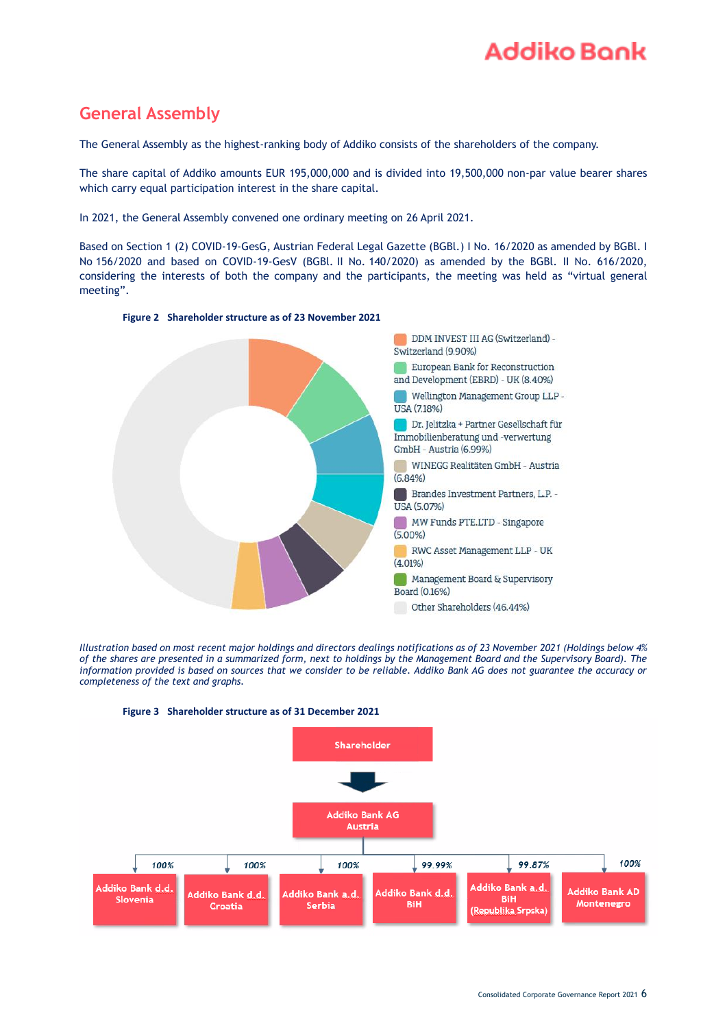## General Assembly

The General Assembly as the highest-ranking body of Addiko consists of the shareholders of the company.

The share capital of Addiko amounts EUR 195,000,000 and is divided into 19,500,000 non-par value bearer shares which carry equal participation interest in the share capital.

In 2021, the General Assembly convened one ordinary meeting on 26 April 2021.

Based on Section 1 (2) COVID-19-GesG, Austrian Federal Legal Gazette (BGBl.) I No. 16/2020 as amended by BGBl. I No 156/2020 and based on COVID-19-GesV (BGBl. II No. 140/2020) as amended by the BGBl. II No. 616/2020, considering the interests of both the company and the participants, the meeting was held as "virtual general meeting".

**Figure 2 Shareholder structure as of 23 November 2021**

- DDM INVEST III AG (Switzerland) - Switzerland (9.90%)
- European Bank for Reconstruction and Development (EBRD) - UK (8.40%)
- Wellington Management Group LLP - USA (7.18%)
- Dr. Jelitzka + Partner Gesellschaft für Immobilienberatung und -verwertung GmbH - Austria (6.99%)
- WINEGG Realitäten GmbH - Austria (6.84%)
- Brandes Investment Partners, L.P. - USA (5.07%)
- MW Funds PTE.LTD - Singapore (5.00%)
- RWC Asset Management LLP - UK (4.01%)
- Management Board & Supervisory Board (0.16%)
- Other Shareholders (46.44%)

*Illustration based on most recent major holdings and directors dealings notifications as of 23 November 2021 (Holdings below 4% of the shares are presented in a summarized form, next to holdings by the Management Board and the Supervisory Board). The information provided is based on sources that we consider to be reliable. Addiko Bank AG does not guarantee the accuracy or completeness of the text and graphs.*

**Figure 3 Shareholder structure as of 31 December 2021**

Shareholder

Addiko Bank AG Austria

- Addiko Bank d.d. Slovenia – 100%
- Addiko Bank d.d. Croatia – 100%
- Addiko Bank a.d. Serbia – 100%
- Addiko Bank d.d. BiH – 99.99%
- Addiko Bank a.d. BiH (Republika Srpska) – 99.87%
- Addiko Bank AD Montenegro – 100%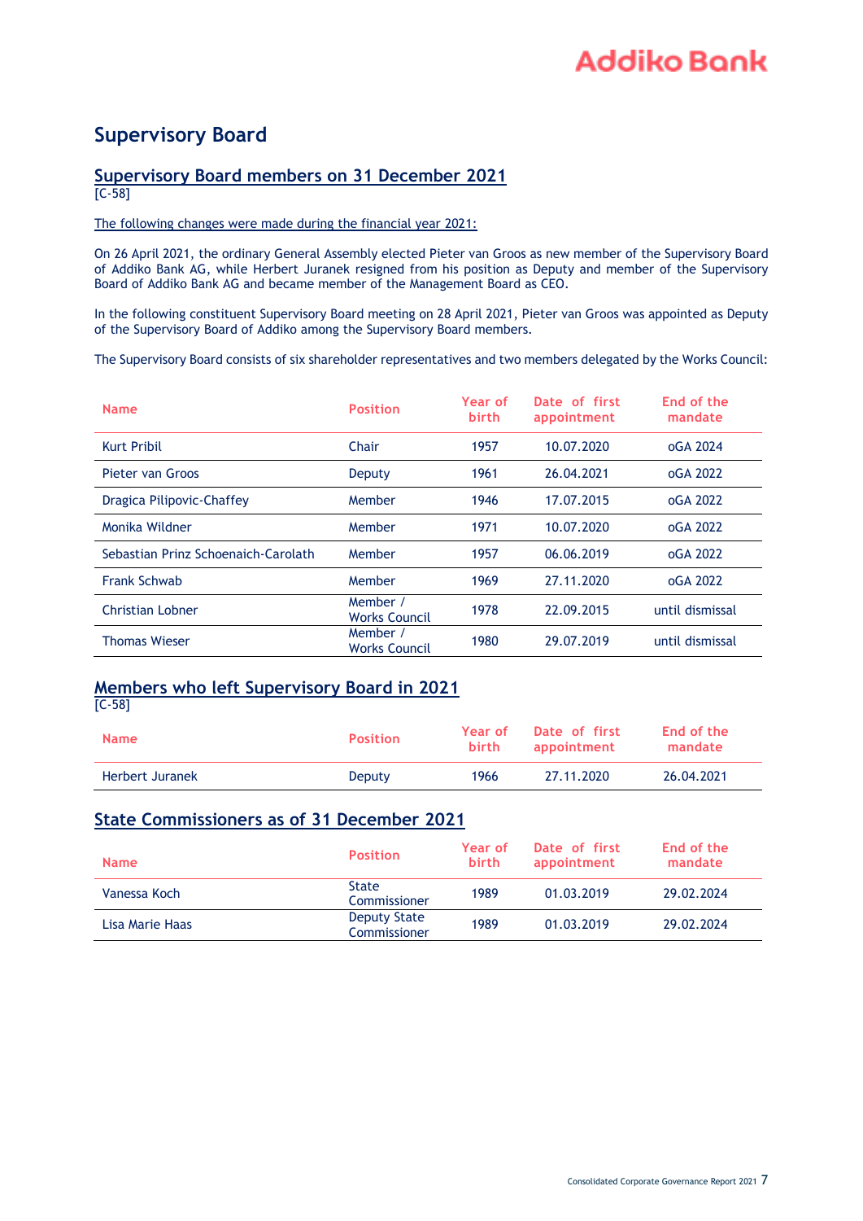# Supervisory Board

## Supervisory Board members on 31 December 2021

[C-58]

The following changes were made during the financial year 2021:

On 26 April 2021, the ordinary General Assembly elected Pieter van Groos as new member of the Supervisory Board of Addiko Bank AG, while Herbert Juranek resigned from his position as Deputy and member of the Supervisory Board of Addiko Bank AG and became member of the Management Board as CEO.

In the following constituent Supervisory Board meeting on 28 April 2021, Pieter van Groos was appointed as Deputy of the Supervisory Board of Addiko among the Supervisory Board members.

The Supervisory Board consists of six shareholder representatives and two members delegated by the Works Council:

| Name | Position | Year of birth | Date of first appointment | End of the mandate |
|---|---|---|---|---|
| Kurt Pribil | Chair | 1957 | 10.07.2020 | oGA 2024 |
| Pieter van Groos | Deputy | 1961 | 26.04.2021 | oGA 2022 |
| Dragica Pilipovic-Chaffey | Member | 1946 | 17.07.2015 | oGA 2022 |
| Monika Wildner | Member | 1971 | 10.07.2020 | oGA 2022 |
| Sebastian Prinz Schoenaich-Carolath | Member | 1957 | 06.06.2019 | oGA 2022 |
| Frank Schwab | Member | 1969 | 27.11.2020 | oGA 2022 |
| Christian Lobner | Member / Works Council | 1978 | 22.09.2015 | until dismissal |
| Thomas Wieser | Member / Works Council | 1980 | 29.07.2019 | until dismissal |

## Members who left Supervisory Board in 2021

[C-58]

| Name | Position | Year of birth | Date of first appointment | End of the mandate |
|---|---|---|---|---|
| Herbert Juranek | Deputy | 1966 | 27.11.2020 | 26.04.2021 |

## State Commissioners as of 31 December 2021

| Name | Position | Year of birth | Date of first appointment | End of the mandate |
|---|---|---|---|---|
| Vanessa Koch | State Commissioner | 1989 | 01.03.2019 | 29.02.2024 |
| Lisa Marie Haas | Deputy State Commissioner | 1989 | 01.03.2019 | 29.02.2024 |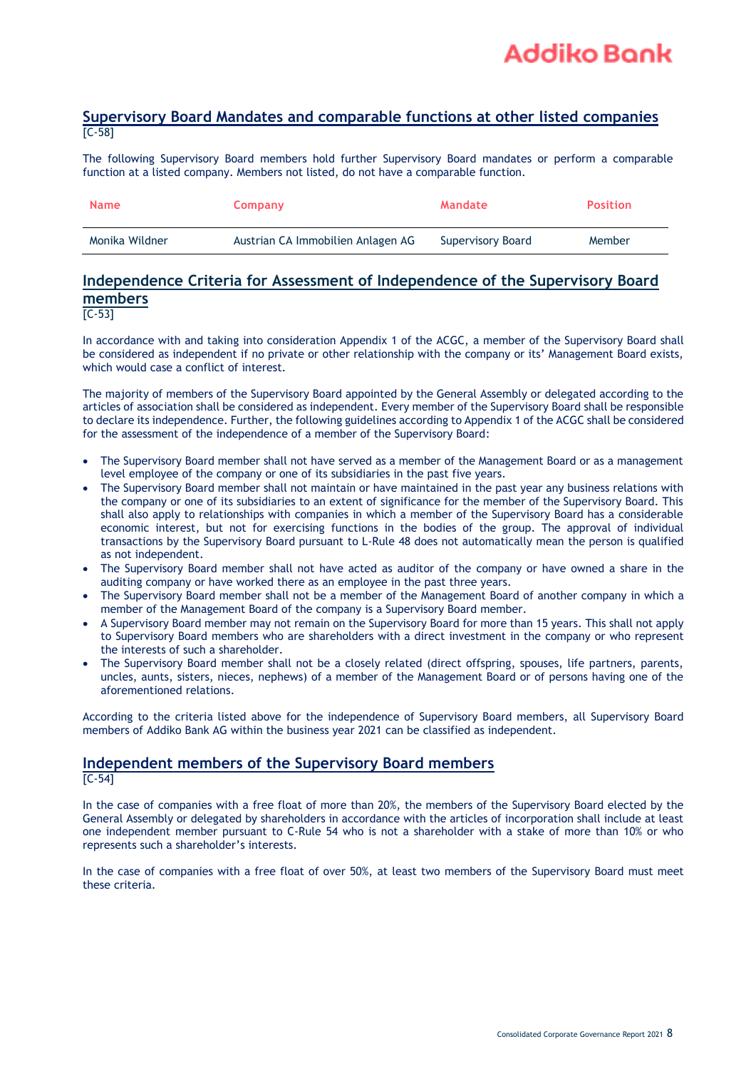## Supervisory Board Mandates and comparable functions at other listed companies

[C-58]

The following Supervisory Board members hold further Supervisory Board mandates or perform a comparable function at a listed company. Members not listed, do not have a comparable function.

| Name | Company | Mandate | Position |
|---|---|---|---|
| Monika Wildner | Austrian CA Immobilien Anlagen AG | Supervisory Board | Member |

## Independence Criteria for Assessment of Independence of the Supervisory Board members

[C-53]

In accordance with and taking into consideration Appendix 1 of the ACGC, a member of the Supervisory Board shall be considered as independent if no private or other relationship with the company or its' Management Board exists, which would case a conflict of interest.

The majority of members of the Supervisory Board appointed by the General Assembly or delegated according to the articles of association shall be considered as independent. Every member of the Supervisory Board shall be responsible to declare its independence. Further, the following guidelines according to Appendix 1 of the ACGC shall be considered for the assessment of the independence of a member of the Supervisory Board:

- The Supervisory Board member shall not have served as a member of the Management Board or as a management level employee of the company or one of its subsidiaries in the past five years.
- The Supervisory Board member shall not maintain or have maintained in the past year any business relations with the company or one of its subsidiaries to an extent of significance for the member of the Supervisory Board. This shall also apply to relationships with companies in which a member of the Supervisory Board has a considerable economic interest, but not for exercising functions in the bodies of the group. The approval of individual transactions by the Supervisory Board pursuant to L-Rule 48 does not automatically mean the person is qualified as not independent.
- The Supervisory Board member shall not have acted as auditor of the company or have owned a share in the auditing company or have worked there as an employee in the past three years.
- The Supervisory Board member shall not be a member of the Management Board of another company in which a member of the Management Board of the company is a Supervisory Board member.
- A Supervisory Board member may not remain on the Supervisory Board for more than 15 years. This shall not apply to Supervisory Board members who are shareholders with a direct investment in the company or who represent the interests of such a shareholder.
- The Supervisory Board member shall not be a closely related (direct offspring, spouses, life partners, parents, uncles, aunts, sisters, nieces, nephews) of a member of the Management Board or of persons having one of the aforementioned relations.

According to the criteria listed above for the independence of Supervisory Board members, all Supervisory Board members of Addiko Bank AG within the business year 2021 can be classified as independent.

## Independent members of the Supervisory Board members

[C-54]

In the case of companies with a free float of more than 20%, the members of the Supervisory Board elected by the General Assembly or delegated by shareholders in accordance with the articles of incorporation shall include at least one independent member pursuant to C-Rule 54 who is not a shareholder with a stake of more than 10% or who represents such a shareholder's interests.

In the case of companies with a free float of over 50%, at least two members of the Supervisory Board must meet these criteria.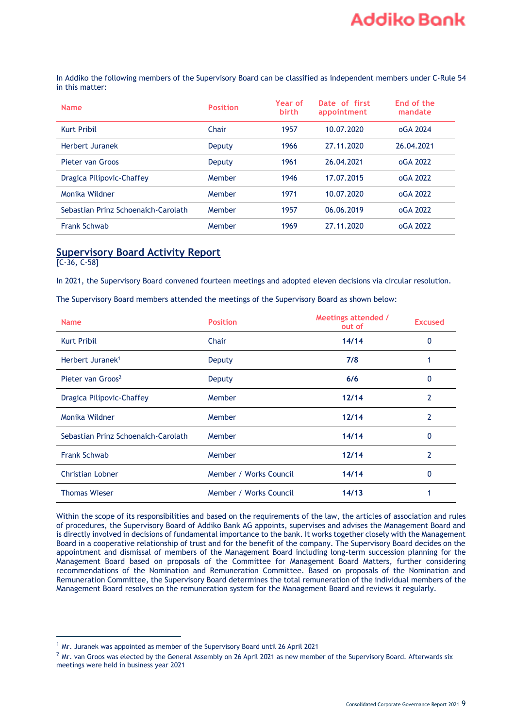In Addiko the following members of the Supervisory Board can be classified as independent members under C-Rule 54 in this matter:

| Name | Position | Year of birth | Date of first appointment | End of the mandate |
|---|---|---|---|---|
| Kurt Pribil | Chair | 1957 | 10.07.2020 | oGA 2024 |
| Herbert Juranek | Deputy | 1966 | 27.11.2020 | 26.04.2021 |
| Pieter van Groos | Deputy | 1961 | 26.04.2021 | oGA 2022 |
| Dragica Pilipovic-Chaffey | Member | 1946 | 17.07.2015 | oGA 2022 |
| Monika Wildner | Member | 1971 | 10.07.2020 | oGA 2022 |
| Sebastian Prinz Schoenaich-Carolath | Member | 1957 | 06.06.2019 | oGA 2022 |
| Frank Schwab | Member | 1969 | 27.11.2020 | oGA 2022 |

## Supervisory Board Activity Report

[C-36, C-58]

In 2021, the Supervisory Board convened fourteen meetings and adopted eleven decisions via circular resolution.

The Supervisory Board members attended the meetings of the Supervisory Board as shown below:

| Name | Position | Meetings attended / out of | Excused |
|---|---|---|---|
| Kurt Pribil | Chair | **14/14** | 0 |
| Herbert Juranek[1] | Deputy | **7/8** | 1 |
| Pieter van Groos[2] | Deputy | **6/6** | 0 |
| Dragica Pilipovic-Chaffey | Member | **12/14** | 2 |
| Monika Wildner | Member | **12/14** | 2 |
| Sebastian Prinz Schoenaich-Carolath | Member | **14/14** | 0 |
| Frank Schwab | Member | **12/14** | 2 |
| Christian Lobner | Member / Works Council | **14/14** | 0 |
| Thomas Wieser | Member / Works Council | **14/13** | 1 |

Within the scope of its responsibilities and based on the requirements of the law, the articles of association and rules of procedures, the Supervisory Board of Addiko Bank AG appoints, supervises and advises the Management Board and is directly involved in decisions of fundamental importance to the bank. It works together closely with the Management Board in a cooperative relationship of trust and for the benefit of the company. The Supervisory Board decides on the appointment and dismissal of members of the Management Board including long-term succession planning for the Management Board based on proposals of the Committee for Management Board Matters, further considering recommendations of the Nomination and Remuneration Committee. Based on proposals of the Nomination and Remuneration Committee, the Supervisory Board determines the total remuneration of the individual members of the Management Board resolves on the remuneration system for the Management Board and reviews it regularly.

---

[1] Mr. Juranek was appointed as member of the Supervisory Board until 26 April 2021

[2] Mr. van Groos was elected by the General Assembly on 26 April 2021 as new member of the Supervisory Board. Afterwards six meetings were held in business year 2021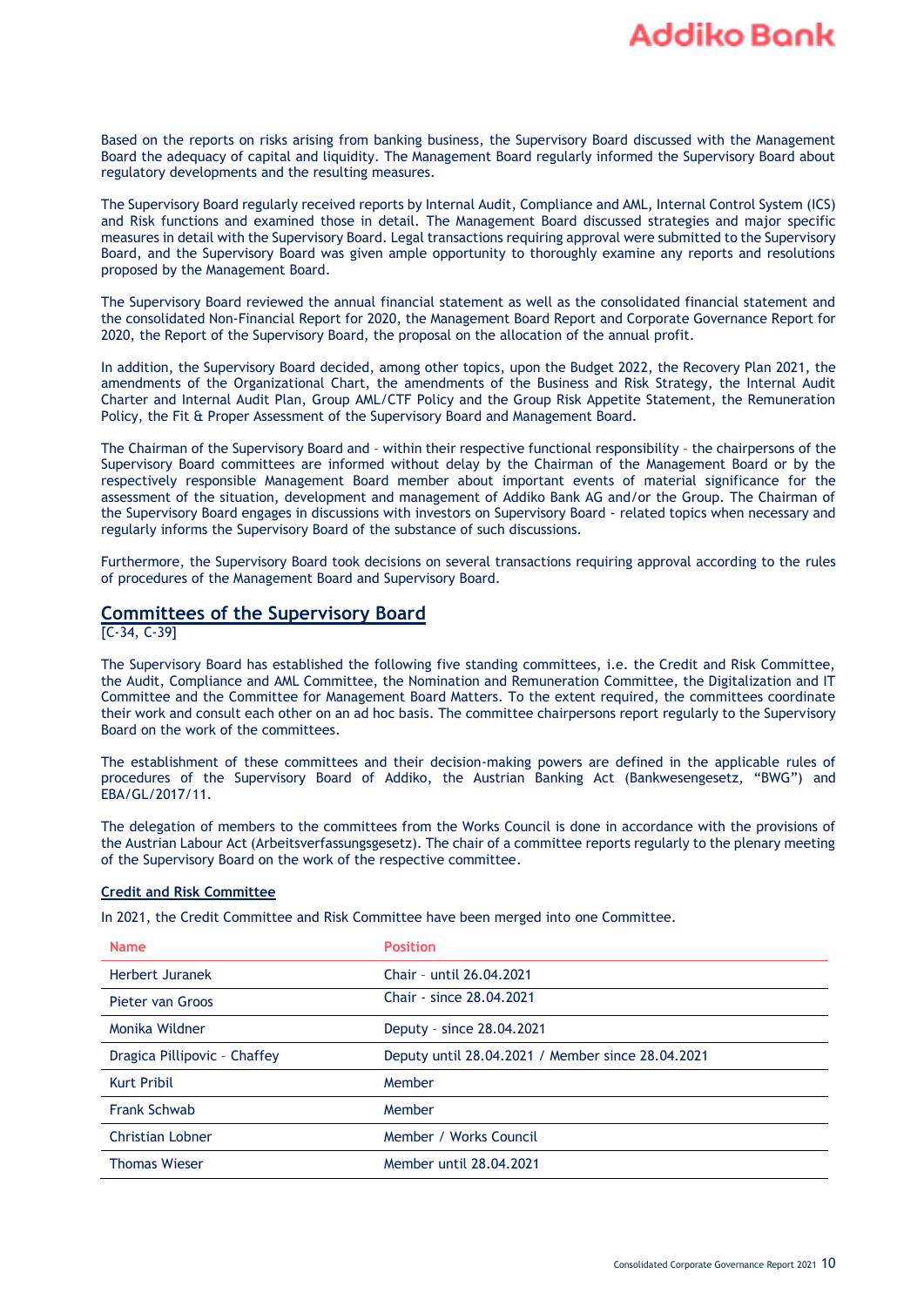Based on the reports on risks arising from banking business, the Supervisory Board discussed with the Management Board the adequacy of capital and liquidity. The Management Board regularly informed the Supervisory Board about regulatory developments and the resulting measures.

The Supervisory Board regularly received reports by Internal Audit, Compliance and AML, Internal Control System (ICS) and Risk functions and examined those in detail. The Management Board discussed strategies and major specific measures in detail with the Supervisory Board. Legal transactions requiring approval were submitted to the Supervisory Board, and the Supervisory Board was given ample opportunity to thoroughly examine any reports and resolutions proposed by the Management Board.

The Supervisory Board reviewed the annual financial statement as well as the consolidated financial statement and the consolidated Non-Financial Report for 2020, the Management Board Report and Corporate Governance Report for 2020, the Report of the Supervisory Board, the proposal on the allocation of the annual profit.

In addition, the Supervisory Board decided, among other topics, upon the Budget 2022, the Recovery Plan 2021, the amendments of the Organizational Chart, the amendments of the Business and Risk Strategy, the Internal Audit Charter and Internal Audit Plan, Group AML/CTF Policy and the Group Risk Appetite Statement, the Remuneration Policy, the Fit & Proper Assessment of the Supervisory Board and Management Board.

The Chairman of the Supervisory Board and - within their respective functional responsibility - the chairpersons of the Supervisory Board committees are informed without delay by the Chairman of the Management Board or by the respectively responsible Management Board member about important events of material significance for the assessment of the situation, development and management of Addiko Bank AG and/or the Group. The Chairman of the Supervisory Board engages in discussions with investors on Supervisory Board - related topics when necessary and regularly informs the Supervisory Board of the substance of such discussions.

Furthermore, the Supervisory Board took decisions on several transactions requiring approval according to the rules of procedures of the Management Board and Supervisory Board.

## Committees of the Supervisory Board

[C-34, C-39]

The Supervisory Board has established the following five standing committees, i.e. the Credit and Risk Committee, the Audit, Compliance and AML Committee, the Nomination and Remuneration Committee, the Digitalization and IT Committee and the Committee for Management Board Matters. To the extent required, the committees coordinate their work and consult each other on an ad hoc basis. The committee chairpersons report regularly to the Supervisory Board on the work of the committees.

The establishment of these committees and their decision-making powers are defined in the applicable rules of procedures of the Supervisory Board of Addiko, the Austrian Banking Act (Bankwesengesetz, "BWG") and EBA/GL/2017/11.

The delegation of members to the committees from the Works Council is done in accordance with the provisions of the Austrian Labour Act (Arbeitsverfassungsgesetz). The chair of a committee reports regularly to the plenary meeting of the Supervisory Board on the work of the respective committee.

### Credit and Risk Committee

In 2021, the Credit Committee and Risk Committee have been merged into one Committee.

| Name | Position |
|---|---|
| Herbert Juranek | Chair - until 26.04.2021 |
| Pieter van Groos | Chair - since 28.04.2021 |
| Monika Wildner | Deputy - since 28.04.2021 |
| Dragica Pillipovic - Chaffey | Deputy until 28.04.2021 / Member since 28.04.2021 |
| Kurt Pribil | Member |
| Frank Schwab | Member |
| Christian Lobner | Member / Works Council |
| Thomas Wieser | Member until 28.04.2021 |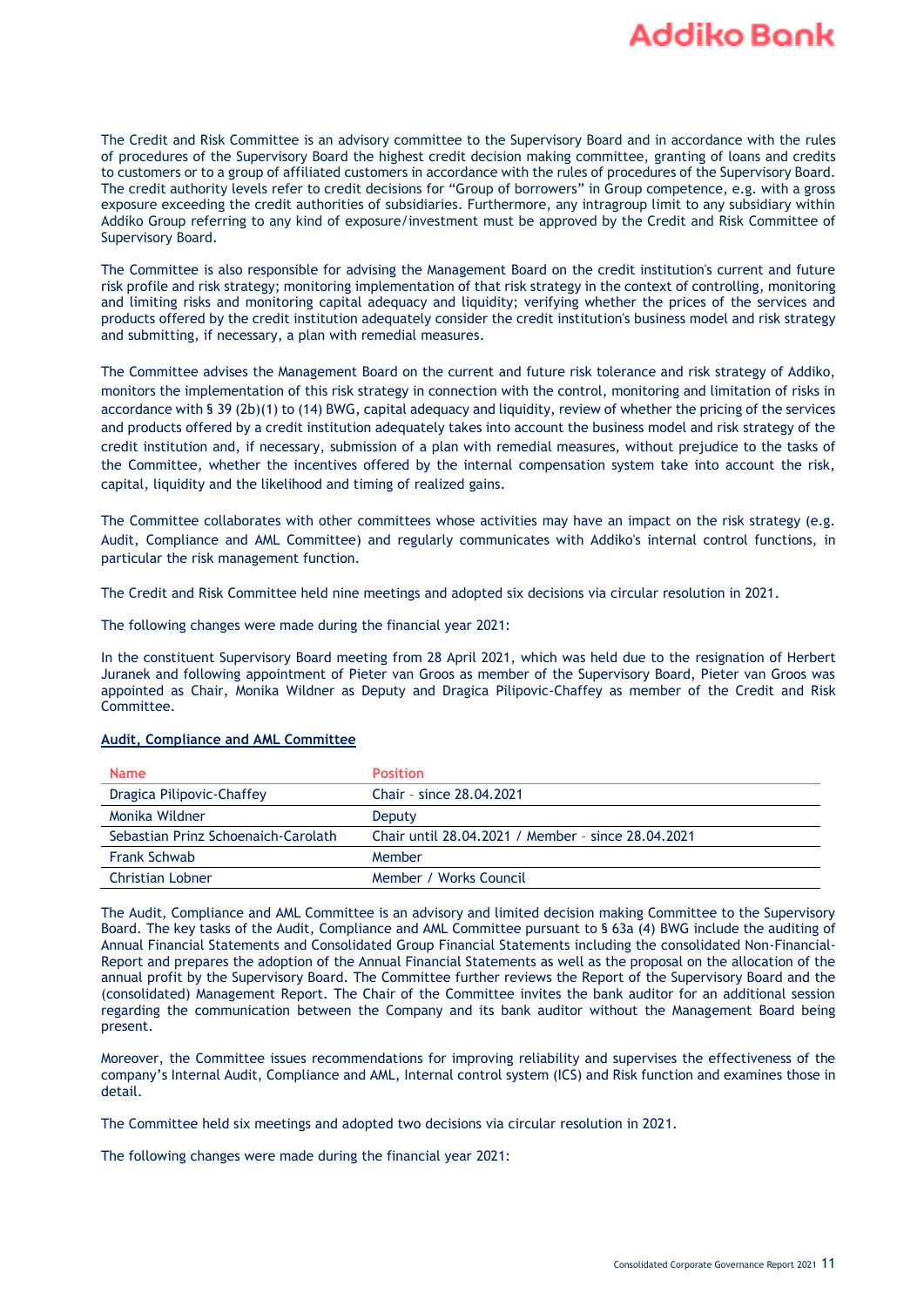The Credit and Risk Committee is an advisory committee to the Supervisory Board and in accordance with the rules of procedures of the Supervisory Board the highest credit decision making committee, granting of loans and credits to customers or to a group of affiliated customers in accordance with the rules of procedures of the Supervisory Board. The credit authority levels refer to credit decisions for "Group of borrowers" in Group competence, e.g. with a gross exposure exceeding the credit authorities of subsidiaries. Furthermore, any intragroup limit to any subsidiary within Addiko Group referring to any kind of exposure/investment must be approved by the Credit and Risk Committee of Supervisory Board.

The Committee is also responsible for advising the Management Board on the credit institution's current and future risk profile and risk strategy; monitoring implementation of that risk strategy in the context of controlling, monitoring and limiting risks and monitoring capital adequacy and liquidity; verifying whether the prices of the services and products offered by the credit institution adequately consider the credit institution's business model and risk strategy and submitting, if necessary, a plan with remedial measures.

The Committee advises the Management Board on the current and future risk tolerance and risk strategy of Addiko, monitors the implementation of this risk strategy in connection with the control, monitoring and limitation of risks in accordance with § 39 (2b)(1) to (14) BWG, capital adequacy and liquidity, review of whether the pricing of the services and products offered by a credit institution adequately takes into account the business model and risk strategy of the credit institution and, if necessary, submission of a plan with remedial measures, without prejudice to the tasks of the Committee, whether the incentives offered by the internal compensation system take into account the risk, capital, liquidity and the likelihood and timing of realized gains.

The Committee collaborates with other committees whose activities may have an impact on the risk strategy (e.g. Audit, Compliance and AML Committee) and regularly communicates with Addiko's internal control functions, in particular the risk management function.

The Credit and Risk Committee held nine meetings and adopted six decisions via circular resolution in 2021.

The following changes were made during the financial year 2021:

In the constituent Supervisory Board meeting from 28 April 2021, which was held due to the resignation of Herbert Juranek and following appointment of Pieter van Groos as member of the Supervisory Board, Pieter van Groos was appointed as Chair, Monika Wildner as Deputy and Dragica Pilipovic-Chaffey as member of the Credit and Risk Committee.

**Audit, Compliance and AML Committee**

| Name | Position |
|---|---|
| Dragica Pilipovic-Chaffey | Chair – since 28.04.2021 |
| Monika Wildner | Deputy |
| Sebastian Prinz Schoenaich-Carolath | Chair until 28.04.2021 / Member – since 28.04.2021 |
| Frank Schwab | Member |
| Christian Lobner | Member / Works Council |

The Audit, Compliance and AML Committee is an advisory and limited decision making Committee to the Supervisory Board. The key tasks of the Audit, Compliance and AML Committee pursuant to § 63a (4) BWG include the auditing of Annual Financial Statements and Consolidated Group Financial Statements including the consolidated Non-Financial-Report and prepares the adoption of the Annual Financial Statements as well as the proposal on the allocation of the annual profit by the Supervisory Board. The Committee further reviews the Report of the Supervisory Board and the (consolidated) Management Report. The Chair of the Committee invites the bank auditor for an additional session regarding the communication between the Company and its bank auditor without the Management Board being present.

Moreover, the Committee issues recommendations for improving reliability and supervises the effectiveness of the company's Internal Audit, Compliance and AML, Internal control system (ICS) and Risk function and examines those in detail.

The Committee held six meetings and adopted two decisions via circular resolution in 2021.

The following changes were made during the financial year 2021: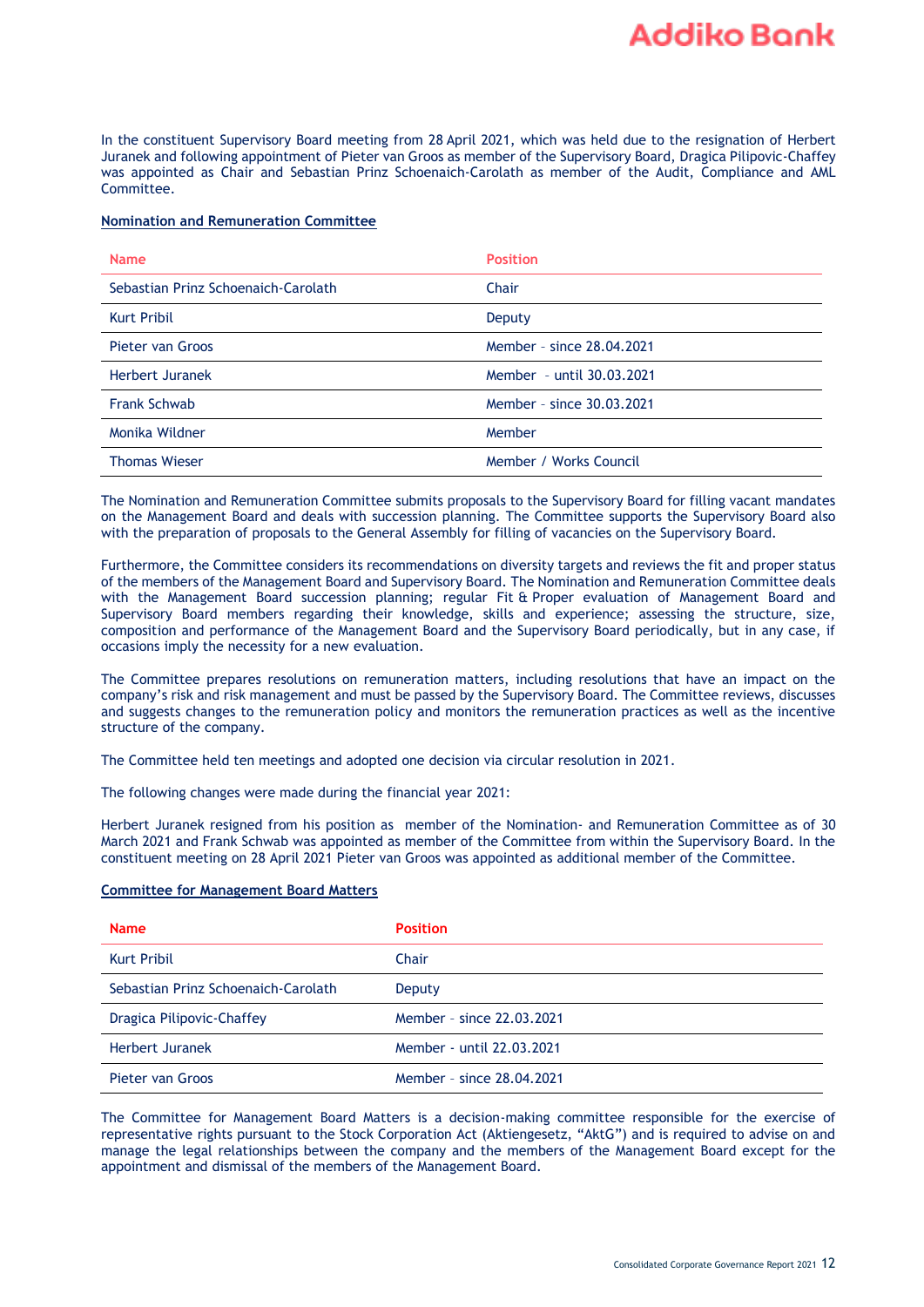In the constituent Supervisory Board meeting from 28 April 2021, which was held due to the resignation of Herbert Juranek and following appointment of Pieter van Groos as member of the Supervisory Board, Dragica Pilipovic-Chaffey was appointed as Chair and Sebastian Prinz Schoenaich-Carolath as member of the Audit, Compliance and AML Committee.

### Nomination and Remuneration Committee

| Name | Position |
|---|---|
| Sebastian Prinz Schoenaich-Carolath | Chair |
| Kurt Pribil | Deputy |
| Pieter van Groos | Member – since 28.04.2021 |
| Herbert Juranek | Member – until 30.03.2021 |
| Frank Schwab | Member – since 30.03.2021 |
| Monika Wildner | Member |
| Thomas Wieser | Member / Works Council |

The Nomination and Remuneration Committee submits proposals to the Supervisory Board for filling vacant mandates on the Management Board and deals with succession planning. The Committee supports the Supervisory Board also with the preparation of proposals to the General Assembly for filling of vacancies on the Supervisory Board.

Furthermore, the Committee considers its recommendations on diversity targets and reviews the fit and proper status of the members of the Management Board and Supervisory Board. The Nomination and Remuneration Committee deals with the Management Board succession planning; regular Fit & Proper evaluation of Management Board and Supervisory Board members regarding their knowledge, skills and experience; assessing the structure, size, composition and performance of the Management Board and the Supervisory Board periodically, but in any case, if occasions imply the necessity for a new evaluation.

The Committee prepares resolutions on remuneration matters, including resolutions that have an impact on the company's risk and risk management and must be passed by the Supervisory Board. The Committee reviews, discusses and suggests changes to the remuneration policy and monitors the remuneration practices as well as the incentive structure of the company.

The Committee held ten meetings and adopted one decision via circular resolution in 2021.

The following changes were made during the financial year 2021:

Herbert Juranek resigned from his position as member of the Nomination- and Remuneration Committee as of 30 March 2021 and Frank Schwab was appointed as member of the Committee from within the Supervisory Board. In the constituent meeting on 28 April 2021 Pieter van Groos was appointed as additional member of the Committee.

### Committee for Management Board Matters

| Name | Position |
|---|---|
| Kurt Pribil | Chair |
| Sebastian Prinz Schoenaich-Carolath | Deputy |
| Dragica Pilipovic-Chaffey | Member – since 22.03.2021 |
| Herbert Juranek | Member – until 22.03.2021 |
| Pieter van Groos | Member – since 28.04.2021 |

The Committee for Management Board Matters is a decision-making committee responsible for the exercise of representative rights pursuant to the Stock Corporation Act (Aktiengesetz, "AktG") and is required to advise on and manage the legal relationships between the company and the members of the Management Board except for the appointment and dismissal of the members of the Management Board.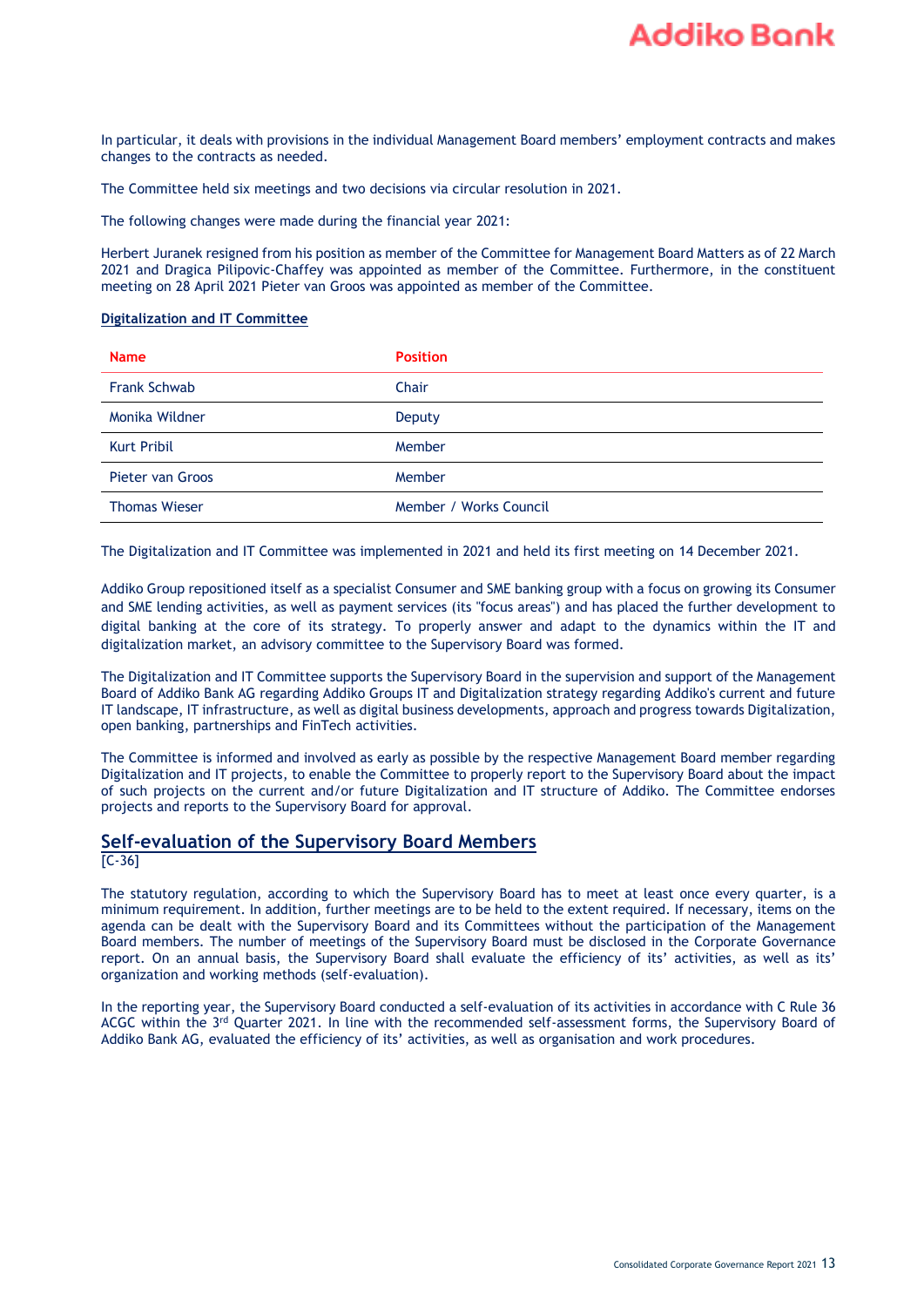In particular, it deals with provisions in the individual Management Board members' employment contracts and makes changes to the contracts as needed.

The Committee held six meetings and two decisions via circular resolution in 2021.

The following changes were made during the financial year 2021:

Herbert Juranek resigned from his position as member of the Committee for Management Board Matters as of 22 March 2021 and Dragica Pilipovic-Chaffey was appointed as member of the Committee. Furthermore, in the constituent meeting on 28 April 2021 Pieter van Groos was appointed as member of the Committee.

**Digitalization and IT Committee**

| Name | Position |
|---|---|
| Frank Schwab | Chair |
| Monika Wildner | Deputy |
| Kurt Pribil | Member |
| Pieter van Groos | Member |
| Thomas Wieser | Member / Works Council |

The Digitalization and IT Committee was implemented in 2021 and held its first meeting on 14 December 2021.

Addiko Group repositioned itself as a specialist Consumer and SME banking group with a focus on growing its Consumer and SME lending activities, as well as payment services (its "focus areas") and has placed the further development to digital banking at the core of its strategy. To properly answer and adapt to the dynamics within the IT and digitalization market, an advisory committee to the Supervisory Board was formed.

The Digitalization and IT Committee supports the Supervisory Board in the supervision and support of the Management Board of Addiko Bank AG regarding Addiko Groups IT and Digitalization strategy regarding Addiko's current and future IT landscape, IT infrastructure, as well as digital business developments, approach and progress towards Digitalization, open banking, partnerships and FinTech activities.

The Committee is informed and involved as early as possible by the respective Management Board member regarding Digitalization and IT projects, to enable the Committee to properly report to the Supervisory Board about the impact of such projects on the current and/or future Digitalization and IT structure of Addiko. The Committee endorses projects and reports to the Supervisory Board for approval.

## Self-evaluation of the Supervisory Board Members

[C-36]

The statutory regulation, according to which the Supervisory Board has to meet at least once every quarter, is a minimum requirement. In addition, further meetings are to be held to the extent required. If necessary, items on the agenda can be dealt with the Supervisory Board and its Committees without the participation of the Management Board members. The number of meetings of the Supervisory Board must be disclosed in the Corporate Governance report. On an annual basis, the Supervisory Board shall evaluate the efficiency of its' activities, as well as its' organization and working methods (self-evaluation).

In the reporting year, the Supervisory Board conducted a self-evaluation of its activities in accordance with C Rule 36 ACGC within the 3rd Quarter 2021. In line with the recommended self-assessment forms, the Supervisory Board of Addiko Bank AG, evaluated the efficiency of its' activities, as well as organisation and work procedures.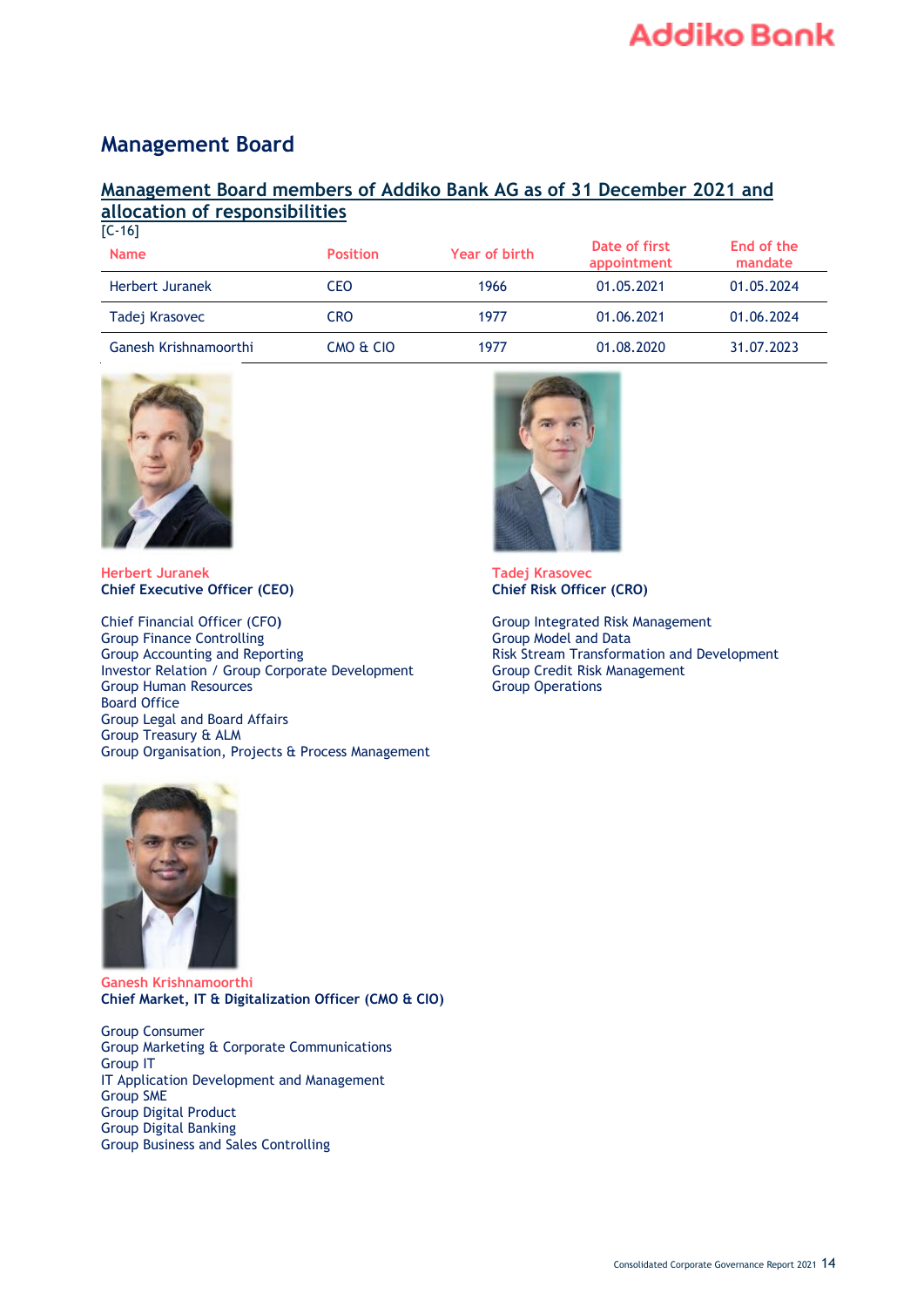## Management Board

### Management Board members of Addiko Bank AG as of 31 December 2021 and allocation of responsibilities

[C-16]

| Name | Position | Year of birth | Date of first appointment | End of the mandate |
|---|---|---|---|---|
| Herbert Juranek | CEO | 1966 | 01.05.2021 | 01.05.2024 |
| Tadej Krasovec | CRO | 1977 | 01.06.2021 | 01.06.2024 |
| Ganesh Krishnamoorthi | CMO & CIO | 1977 | 01.08.2020 | 31.07.2023 |

Herbert Juranek
**Chief Executive Officer (CEO)**

Chief Financial Officer (CFO)
Group Finance Controlling
Group Accounting and Reporting
Investor Relation / Group Corporate Development
Group Human Resources
Board Office
Group Legal and Board Affairs
Group Treasury & ALM
Group Organisation, Projects & Process Management

Tadej Krasovec
**Chief Risk Officer (CRO)**

Group Integrated Risk Management
Group Model and Data
Risk Stream Transformation and Development
Group Credit Risk Management
Group Operations

Ganesh Krishnamoorthi
**Chief Market, IT & Digitalization Officer (CMO & CIO)**

Group Consumer
Group Marketing & Corporate Communications
Group IT
IT Application Development and Management
Group SME
Group Digital Product
Group Digital Banking
Group Business and Sales Controlling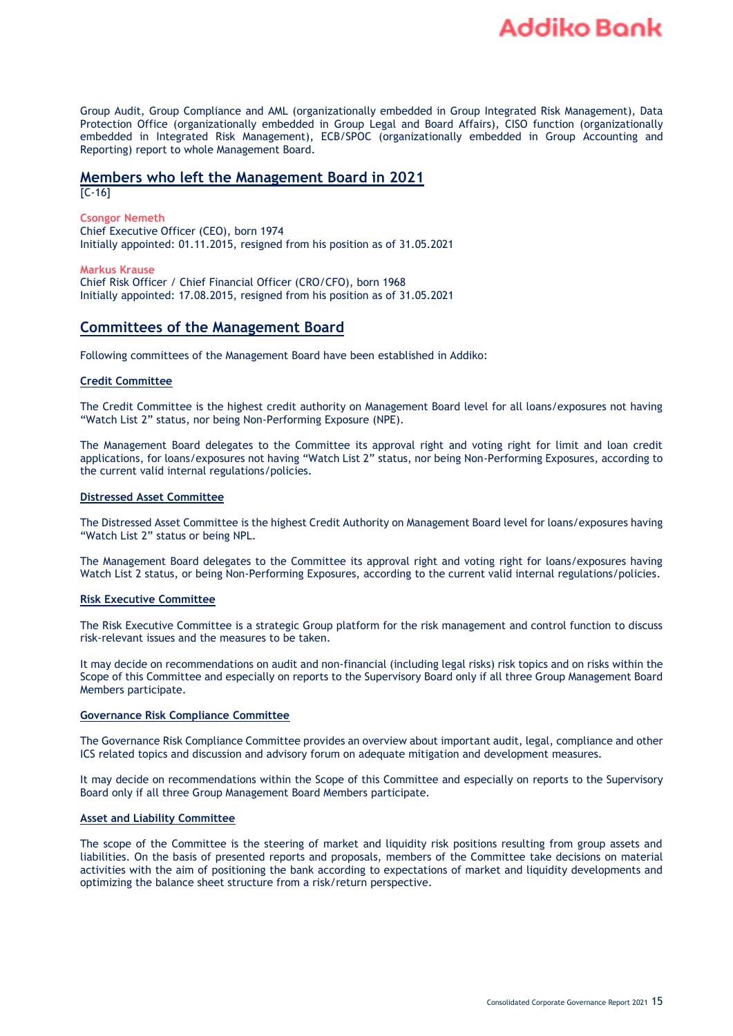Group Audit, Group Compliance and AML (organizationally embedded in Group Integrated Risk Management), Data Protection Office (organizationally embedded in Group Legal and Board Affairs), CISO function (organizationally embedded in Integrated Risk Management), ECB/SPOC (organizationally embedded in Group Accounting and Reporting) report to whole Management Board.

## Members who left the Management Board in 2021

[C-16]

**Csongor Nemeth**
Chief Executive Officer (CEO), born 1974
Initially appointed: 01.11.2015, resigned from his position as of 31.05.2021

**Markus Krause**
Chief Risk Officer / Chief Financial Officer (CRO/CFO), born 1968
Initially appointed: 17.08.2015, resigned from his position as of 31.05.2021

## Committees of the Management Board

Following committees of the Management Board have been established in Addiko:

### Credit Committee

The Credit Committee is the highest credit authority on Management Board level for all loans/exposures not having "Watch List 2" status, nor being Non-Performing Exposure (NPE).

The Management Board delegates to the Committee its approval right and voting right for limit and loan credit applications, for loans/exposures not having "Watch List 2" status, nor being Non-Performing Exposures, according to the current valid internal regulations/policies.

### Distressed Asset Committee

The Distressed Asset Committee is the highest Credit Authority on Management Board level for loans/exposures having "Watch List 2" status or being NPL.

The Management Board delegates to the Committee its approval right and voting right for loans/exposures having Watch List 2 status, or being Non-Performing Exposures, according to the current valid internal regulations/policies.

### Risk Executive Committee

The Risk Executive Committee is a strategic Group platform for the risk management and control function to discuss risk-relevant issues and the measures to be taken.

It may decide on recommendations on audit and non-financial (including legal risks) risk topics and on risks within the Scope of this Committee and especially on reports to the Supervisory Board only if all three Group Management Board Members participate.

### Governance Risk Compliance Committee

The Governance Risk Compliance Committee provides an overview about important audit, legal, compliance and other ICS related topics and discussion and advisory forum on adequate mitigation and development measures.

It may decide on recommendations within the Scope of this Committee and especially on reports to the Supervisory Board only if all three Group Management Board Members participate.

### Asset and Liability Committee

The scope of the Committee is the steering of market and liquidity risk positions resulting from group assets and liabilities. On the basis of presented reports and proposals, members of the Committee take decisions on material activities with the aim of positioning the bank according to expectations of market and liquidity developments and optimizing the balance sheet structure from a risk/return perspective.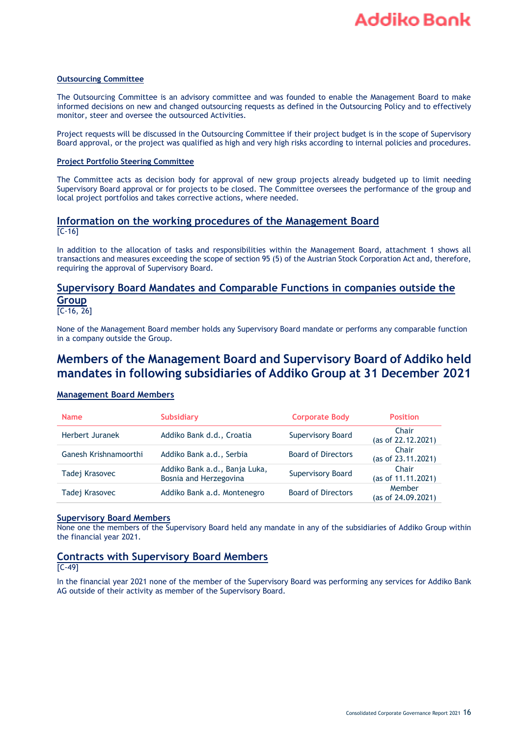#### Outsourcing Committee

The Outsourcing Committee is an advisory committee and was founded to enable the Management Board to make informed decisions on new and changed outsourcing requests as defined in the Outsourcing Policy and to effectively monitor, steer and oversee the outsourced Activities.

Project requests will be discussed in the Outsourcing Committee if their project budget is in the scope of Supervisory Board approval, or the project was qualified as high and very high risks according to internal policies and procedures.

#### Project Portfolio Steering Committee

The Committee acts as decision body for approval of new group projects already budgeted up to limit needing Supervisory Board approval or for projects to be closed. The Committee oversees the performance of the group and local project portfolios and takes corrective actions, where needed.

### Information on the working procedures of the Management Board

[C-16]

In addition to the allocation of tasks and responsibilities within the Management Board, attachment 1 shows all transactions and measures exceeding the scope of section 95 (5) of the Austrian Stock Corporation Act and, therefore, requiring the approval of Supervisory Board.

### Supervisory Board Mandates and Comparable Functions in companies outside the Group

[C-16, 26]

None of the Management Board member holds any Supervisory Board mandate or performs any comparable function in a company outside the Group.

## Members of the Management Board and Supervisory Board of Addiko held mandates in following subsidiaries of Addiko Group at 31 December 2021

#### Management Board Members

| Name | Subsidiary | Corporate Body | Position |
|---|---|---|---|
| Herbert Juranek | Addiko Bank d.d., Croatia | Supervisory Board | Chair (as of 22.12.2021) |
| Ganesh Krishnamoorthi | Addiko Bank a.d., Serbia | Board of Directors | Chair (as of 23.11.2021) |
| Tadej Krasovec | Addiko Bank a.d., Banja Luka, Bosnia and Herzegovina | Supervisory Board | Chair (as of 11.11.2021) |
| Tadej Krasovec | Addiko Bank a.d. Montenegro | Board of Directors | Member (as of 24.09.2021) |

#### Supervisory Board Members

None one the members of the Supervisory Board held any mandate in any of the subsidiaries of Addiko Group within the financial year 2021.

### Contracts with Supervisory Board Members

[C-49]

In the financial year 2021 none of the member of the Supervisory Board was performing any services for Addiko Bank AG outside of their activity as member of the Supervisory Board.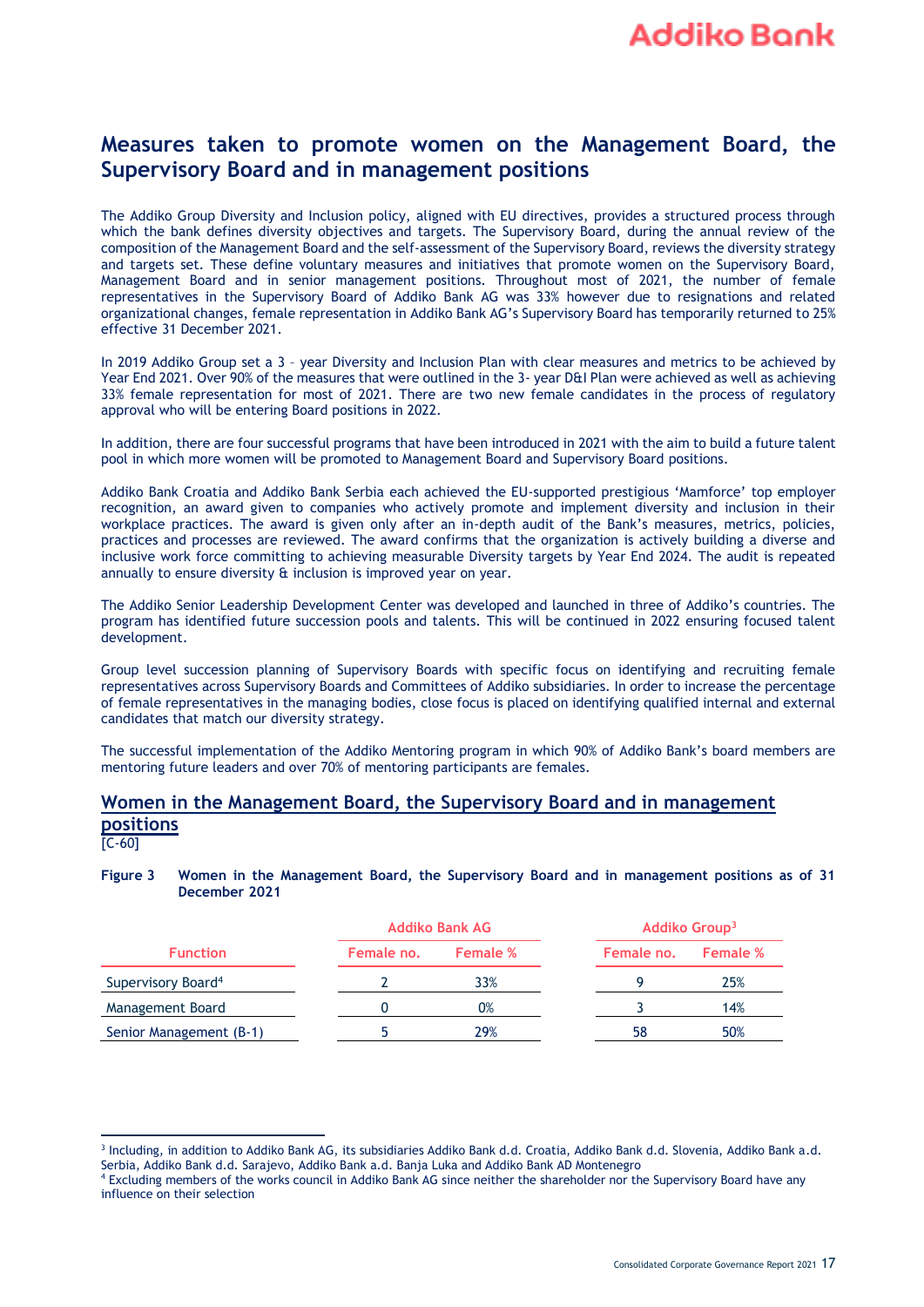## Measures taken to promote women on the Management Board, the Supervisory Board and in management positions

The Addiko Group Diversity and Inclusion policy, aligned with EU directives, provides a structured process through which the bank defines diversity objectives and targets. The Supervisory Board, during the annual review of the composition of the Management Board and the self-assessment of the Supervisory Board, reviews the diversity strategy and targets set. These define voluntary measures and initiatives that promote women on the Supervisory Board, Management Board and in senior management positions. Throughout most of 2021, the number of female representatives in the Supervisory Board of Addiko Bank AG was 33% however due to resignations and related organizational changes, female representation in Addiko Bank AG's Supervisory Board has temporarily returned to 25% effective 31 December 2021.

In 2019 Addiko Group set a 3 – year Diversity and Inclusion Plan with clear measures and metrics to be achieved by Year End 2021. Over 90% of the measures that were outlined in the 3- year D&I Plan were achieved as well as achieving 33% female representation for most of 2021. There are two new female candidates in the process of regulatory approval who will be entering Board positions in 2022.

In addition, there are four successful programs that have been introduced in 2021 with the aim to build a future talent pool in which more women will be promoted to Management Board and Supervisory Board positions.

Addiko Bank Croatia and Addiko Bank Serbia each achieved the EU-supported prestigious 'Mamforce' top employer recognition, an award given to companies who actively promote and implement diversity and inclusion in their workplace practices. The award is given only after an in-depth audit of the Bank's measures, metrics, policies, practices and processes are reviewed. The award confirms that the organization is actively building a diverse and inclusive work force committing to achieving measurable Diversity targets by Year End 2024. The audit is repeated annually to ensure diversity & inclusion is improved year on year.

The Addiko Senior Leadership Development Center was developed and launched in three of Addiko's countries. The program has identified future succession pools and talents. This will be continued in 2022 ensuring focused talent development.

Group level succession planning of Supervisory Boards with specific focus on identifying and recruiting female representatives across Supervisory Boards and Committees of Addiko subsidiaries. In order to increase the percentage of female representatives in the managing bodies, close focus is placed on identifying qualified internal and external candidates that match our diversity strategy.

The successful implementation of the Addiko Mentoring program in which 90% of Addiko Bank's board members are mentoring future leaders and over 70% of mentoring participants are females.

### Women in the Management Board, the Supervisory Board and in management positions

[C-60]

**Figure 3 Women in the Management Board, the Supervisory Board and in management positions as of 31 December 2021**

| | Addiko Bank AG | | Addiko Group[3] | |
|---|---|---|---|---|
| Function | Female no. | Female % | Female no. | Female % |
| Supervisory Board[4] | 2 | 33% | 9 | 25% |
| Management Board | 0 | 0% | 3 | 14% |
| Senior Management (B-1) | 5 | 29% | 58 | 50% |

[3] Including, in addition to Addiko Bank AG, its subsidiaries Addiko Bank d.d. Croatia, Addiko Bank d.d. Slovenia, Addiko Bank a.d. Serbia, Addiko Bank d.d. Sarajevo, Addiko Bank a.d. Banja Luka and Addiko Bank AD Montenegro

[4] Excluding members of the works council in Addiko Bank AG since neither the shareholder nor the Supervisory Board have any influence on their selection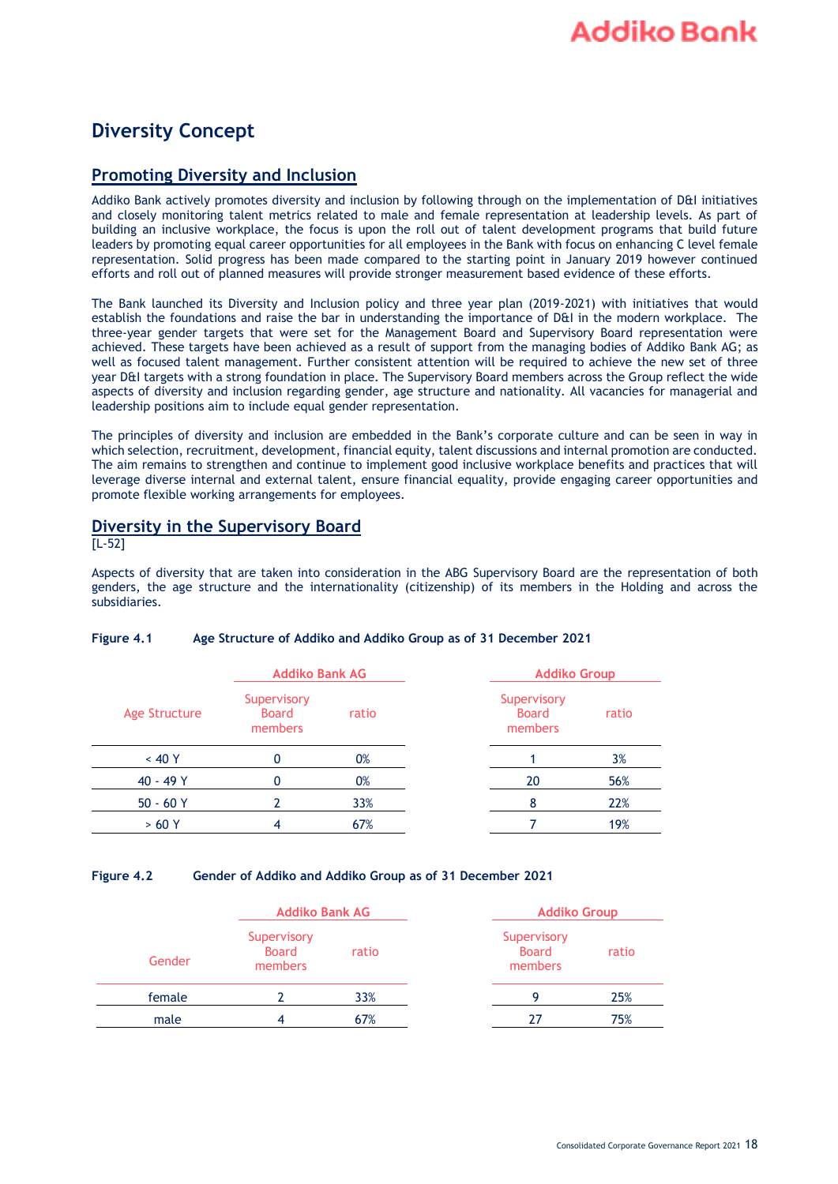# Diversity Concept

## Promoting Diversity and Inclusion

Addiko Bank actively promotes diversity and inclusion by following through on the implementation of D&I initiatives and closely monitoring talent metrics related to male and female representation at leadership levels. As part of building an inclusive workplace, the focus is upon the roll out of talent development programs that build future leaders by promoting equal career opportunities for all employees in the Bank with focus on enhancing C level female representation. Solid progress has been made compared to the starting point in January 2019 however continued efforts and roll out of planned measures will provide stronger measurement based evidence of these efforts.

The Bank launched its Diversity and Inclusion policy and three year plan (2019-2021) with initiatives that would establish the foundations and raise the bar in understanding the importance of D&I in the modern workplace. The three-year gender targets that were set for the Management Board and Supervisory Board representation were achieved. These targets have been achieved as a result of support from the managing bodies of Addiko Bank AG; as well as focused talent management. Further consistent attention will be required to achieve the new set of three year D&I targets with a strong foundation in place. The Supervisory Board members across the Group reflect the wide aspects of diversity and inclusion regarding gender, age structure and nationality. All vacancies for managerial and leadership positions aim to include equal gender representation.

The principles of diversity and inclusion are embedded in the Bank's corporate culture and can be seen in way in which selection, recruitment, development, financial equity, talent discussions and internal promotion are conducted. The aim remains to strengthen and continue to implement good inclusive workplace benefits and practices that will leverage diverse internal and external talent, ensure financial equality, provide engaging career opportunities and promote flexible working arrangements for employees.

## Diversity in the Supervisory Board

[L-52]

Aspects of diversity that are taken into consideration in the ABG Supervisory Board are the representation of both genders, the age structure and the internationality (citizenship) of its members in the Holding and across the subsidiaries.

**Figure 4.1 Age Structure of Addiko and Addiko Group as of 31 December 2021**

| Age Structure | Addiko Bank AG | | Addiko Group | |
|---|---|---|---|---|
| | Supervisory Board members | ratio | Supervisory Board members | ratio |
| < 40 Y | 0 | 0% | 1 | 3% |
| 40 - 49 Y | 0 | 0% | 20 | 56% |
| 50 - 60 Y | 2 | 33% | 8 | 22% |
| > 60 Y | 4 | 67% | 7 | 19% |

**Figure 4.2 Gender of Addiko and Addiko Group as of 31 December 2021**

| Gender | Addiko Bank AG | | Addiko Group | |
|---|---|---|---|---|
| | Supervisory Board members | ratio | Supervisory Board members | ratio |
| female | 2 | 33% | 9 | 25% |
| male | 4 | 67% | 27 | 75% |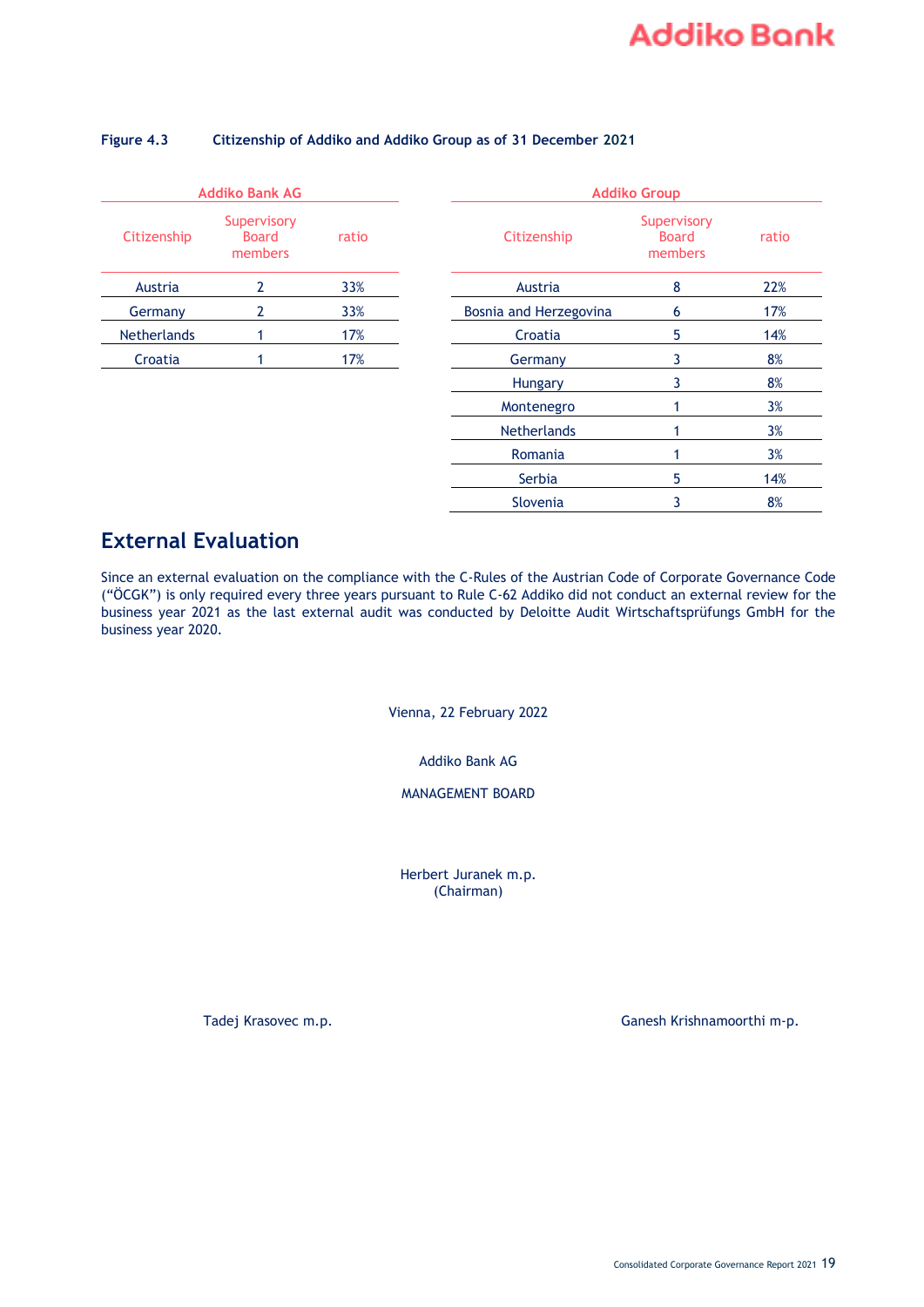**Figure 4.3** **Citizenship of Addiko and Addiko Group as of 31 December 2021**

| Addiko Bank AG | | |
|---|---|---|
| Citizenship | Supervisory Board members | ratio |
| Austria | 2 | 33% |
| Germany | 2 | 33% |
| Netherlands | 1 | 17% |
| Croatia | 1 | 17% |

| Addiko Group | | |
|---|---|---|
| Citizenship | Supervisory Board members | ratio |
| Austria | 8 | 22% |
| Bosnia and Herzegovina | 6 | 17% |
| Croatia | 5 | 14% |
| Germany | 3 | 8% |
| Hungary | 3 | 8% |
| Montenegro | 1 | 3% |
| Netherlands | 1 | 3% |
| Romania | 1 | 3% |
| Serbia | 5 | 14% |
| Slovenia | 3 | 8% |

## External Evaluation

Since an external evaluation on the compliance with the C-Rules of the Austrian Code of Corporate Governance Code ("ÖCGK") is only required every three years pursuant to Rule C-62 Addiko did not conduct an external review for the business year 2021 as the last external audit was conducted by Deloitte Audit Wirtschaftsprüfungs GmbH for the business year 2020.

Vienna, 22 February 2022

Addiko Bank AG

MANAGEMENT BOARD

Herbert Juranek m.p.
(Chairman)

Tadej Krasovec m.p.

Ganesh Krishnamoorthi m-p.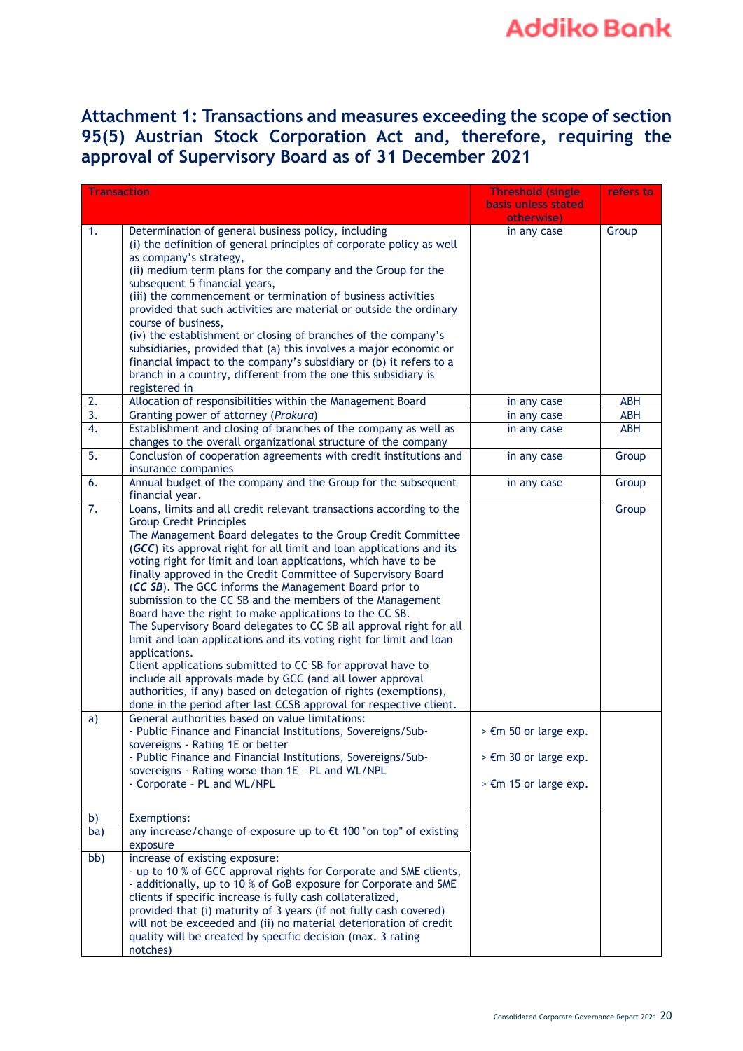## Attachment 1: Transactions and measures exceeding the scope of section 95(5) Austrian Stock Corporation Act and, therefore, requiring the approval of Supervisory Board as of 31 December 2021

| Transaction | | Threshold (single basis unless stated otherwise) | refers to |
|---|---|---|---|
| 1. | Determination of general business policy, including<br>(i) the definition of general principles of corporate policy as well as company's strategy,<br>(ii) medium term plans for the company and the Group for the subsequent 5 financial years,<br>(iii) the commencement or termination of business activities provided that such activities are material or outside the ordinary course of business,<br>(iv) the establishment or closing of branches of the company's subsidiaries, provided that (a) this involves a major economic or financial impact to the company's subsidiary or (b) it refers to a branch in a country, different from the one this subsidiary is registered in | in any case | Group |
| 2. | Allocation of responsibilities within the Management Board | in any case | ABH |
| 3. | Granting power of attorney (*Prokura*) | in any case | ABH |
| 4. | Establishment and closing of branches of the company as well as changes to the overall organizational structure of the company | in any case | ABH |
| 5. | Conclusion of cooperation agreements with credit institutions and insurance companies | in any case | Group |
| 6. | Annual budget of the company and the Group for the subsequent financial year. | in any case | Group |
| 7. | Loans, limits and all credit relevant transactions according to the Group Credit Principles<br>The Management Board delegates to the Group Credit Committee (***GCC***) its approval right for all limit and loan applications and its voting right for limit and loan applications, which have to be finally approved in the Credit Committee of Supervisory Board (***CC SB***). The GCC informs the Management Board prior to submission to the CC SB and the members of the Management Board have the right to make applications to the CC SB.<br>The Supervisory Board delegates to CC SB all approval right for all limit and loan applications and its voting right for limit and loan applications.<br>Client applications submitted to CC SB for approval have to include all approvals made by GCC (and all lower approval authorities, if any) based on delegation of rights (exemptions), done in the period after last CCSB approval for respective client. | | Group |
| a) | General authorities based on value limitations:<br>- Public Finance and Financial Institutions, Sovereigns/Sub-sovereigns - Rating 1E or better<br>- Public Finance and Financial Institutions, Sovereigns/Sub-sovereigns - Rating worse than 1E – PL and WL/NPL<br>- Corporate – PL and WL/NPL | > €m 50 or large exp.<br>> €m 30 or large exp.<br>> €m 15 or large exp. | |
| b) | Exemptions: | | |
| ba) | any increase/change of exposure up to €t 100 "on top" of existing exposure | | |
| bb) | increase of existing exposure:<br>- up to 10 % of GCC approval rights for Corporate and SME clients,<br>- additionally, up to 10 % of GoB exposure for Corporate and SME clients if specific increase is fully cash collateralized, provided that (i) maturity of 3 years (if not fully cash covered) will not be exceeded and (ii) no material deterioration of credit quality will be created by specific decision (max. 3 rating notches) | | |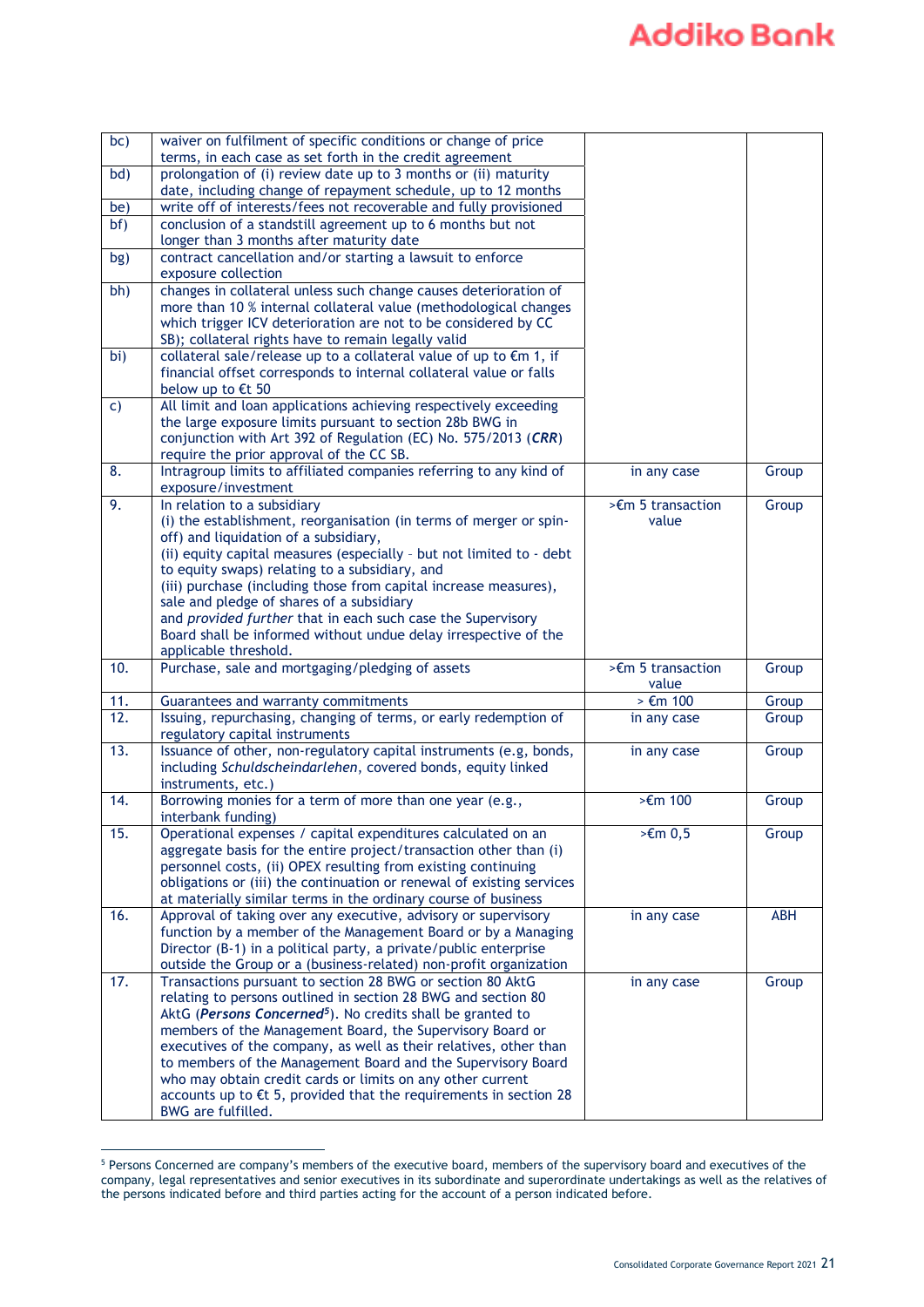| | | | |
|---|---|---|---|
| bc) | waiver on fulfilment of specific conditions or change of price terms, in each case as set forth in the credit agreement | | |
| bd) | prolongation of (i) review date up to 3 months or (ii) maturity date, including change of repayment schedule, up to 12 months | | |
| be) | write off of interests/fees not recoverable and fully provisioned | | |
| bf) | conclusion of a standstill agreement up to 6 months but not longer than 3 months after maturity date | | |
| bg) | contract cancellation and/or starting a lawsuit to enforce exposure collection | | |
| bh) | changes in collateral unless such change causes deterioration of more than 10 % internal collateral value (methodological changes which trigger ICV deterioration are not to be considered by CC SB); collateral rights have to remain legally valid | | |
| bi) | collateral sale/release up to a collateral value of up to €m 1, if financial offset corresponds to internal collateral value or falls below up to €t 50 | | |
| c) | All limit and loan applications achieving respectively exceeding the large exposure limits pursuant to section 28b BWG in conjunction with Art 392 of Regulation (EC) No. 575/2013 (***CRR***) require the prior approval of the CC SB. | | |
| 8. | Intragroup limits to affiliated companies referring to any kind of exposure/investment | in any case | Group |
| 9. | In relation to a subsidiary<br>(i) the establishment, reorganisation (in terms of merger or spin-off) and liquidation of a subsidiary,<br>(ii) equity capital measures (especially - but not limited to - debt to equity swaps) relating to a subsidiary, and<br>(iii) purchase (including those from capital increase measures), sale and pledge of shares of a subsidiary<br>and *provided further* that in each such case the Supervisory Board shall be informed without undue delay irrespective of the applicable threshold. | >€m 5 transaction value | Group |
| 10. | Purchase, sale and mortgaging/pledging of assets | >€m 5 transaction value | Group |
| 11. | Guarantees and warranty commitments | > €m 100 | Group |
| 12. | Issuing, repurchasing, changing of terms, or early redemption of regulatory capital instruments | in any case | Group |
| 13. | Issuance of other, non-regulatory capital instruments (e.g, bonds, including *Schuldscheindarlehen*, covered bonds, equity linked instruments, etc.) | in any case | Group |
| 14. | Borrowing monies for a term of more than one year (e.g., interbank funding) | >€m 100 | Group |
| 15. | Operational expenses / capital expenditures calculated on an aggregate basis for the entire project/transaction other than (i) personnel costs, (ii) OPEX resulting from existing continuing obligations or (iii) the continuation or renewal of existing services at materially similar terms in the ordinary course of business | >€m 0,5 | Group |
| 16. | Approval of taking over any executive, advisory or supervisory function by a member of the Management Board or by a Managing Director (B-1) in a political party, a private/public enterprise outside the Group or a (business-related) non-profit organization | in any case | ABH |
| 17. | Transactions pursuant to section 28 BWG or section 80 AktG relating to persons outlined in section 28 BWG and section 80 AktG (***Persons Concerned***[5]). No credits shall be granted to members of the Management Board, the Supervisory Board or executives of the company, as well as their relatives, other than to members of the Management Board and the Supervisory Board who may obtain credit cards or limits on any other current accounts up to €t 5, provided that the requirements in section 28 BWG are fulfilled. | in any case | Group |

[5] Persons Concerned are company's members of the executive board, members of the supervisory board and executives of the company, legal representatives and senior executives in its subordinate and superordinate undertakings as well as the relatives of the persons indicated before and third parties acting for the account of a person indicated before.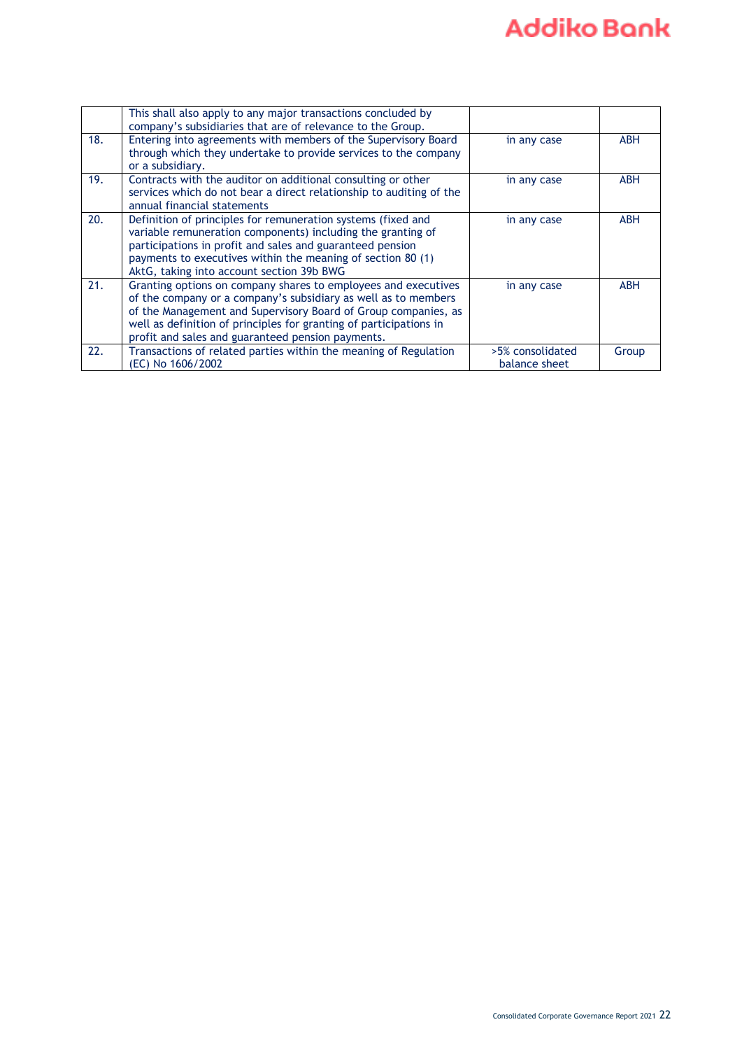| | | | |
|---|---|---|---|
| | This shall also apply to any major transactions concluded by company's subsidiaries that are of relevance to the Group. | | |
| 18. | Entering into agreements with members of the Supervisory Board through which they undertake to provide services to the company or a subsidiary. | in any case | ABH |
| 19. | Contracts with the auditor on additional consulting or other services which do not bear a direct relationship to auditing of the annual financial statements | in any case | ABH |
| 20. | Definition of principles for remuneration systems (fixed and variable remuneration components) including the granting of participations in profit and sales and guaranteed pension payments to executives within the meaning of section 80 (1) AktG, taking into account section 39b BWG | in any case | ABH |
| 21. | Granting options on company shares to employees and executives of the company or a company's subsidiary as well as to members of the Management and Supervisory Board of Group companies, as well as definition of principles for granting of participations in profit and sales and guaranteed pension payments. | in any case | ABH |
| 22. | Transactions of related parties within the meaning of Regulation (EC) No 1606/2002 | >5% consolidated balance sheet | Group |